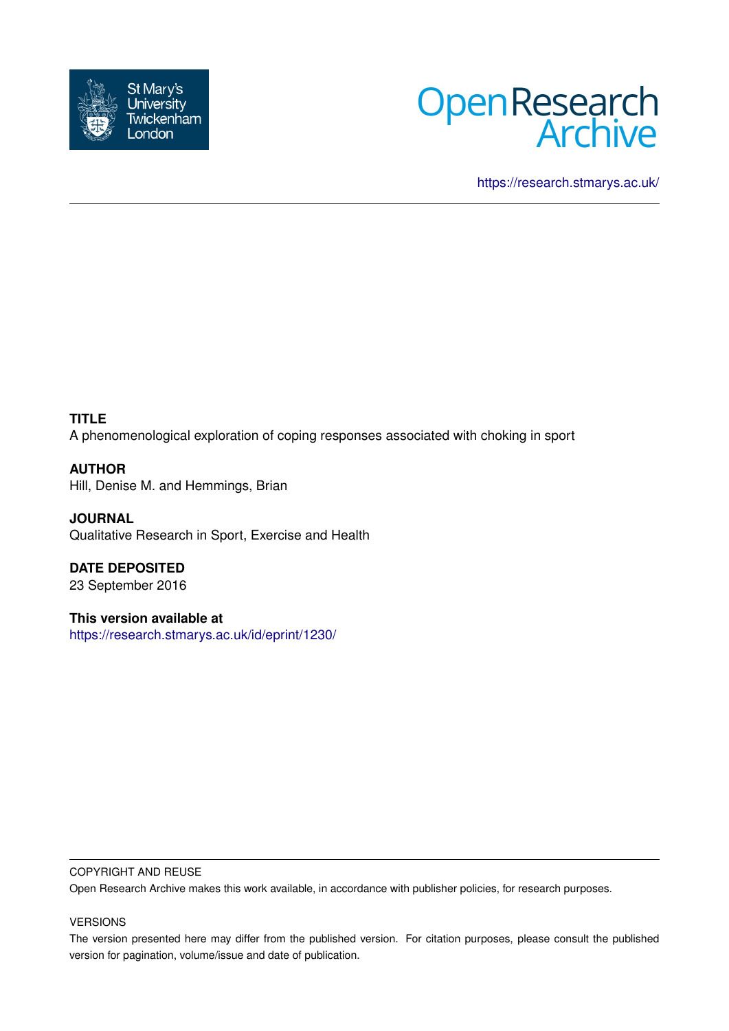St Mary's University Twickenham London

# Open Research Archive

https://research.stmarys.ac.uk/

**TITLE**
A phenomenological exploration of coping responses associated with choking in sport

**AUTHOR**
Hill, Denise M. and Hemmings, Brian

**JOURNAL**
Qualitative Research in Sport, Exercise and Health

**DATE DEPOSITED**
23 September 2016

**This version available at**
https://research.stmarys.ac.uk/id/eprint/1230/

COPYRIGHT AND REUSE

Open Research Archive makes this work available, in accordance with publisher policies, for research purposes.

VERSIONS

The version presented here may differ from the published version. For citation purposes, please consult the published version for pagination, volume/issue and date of publication.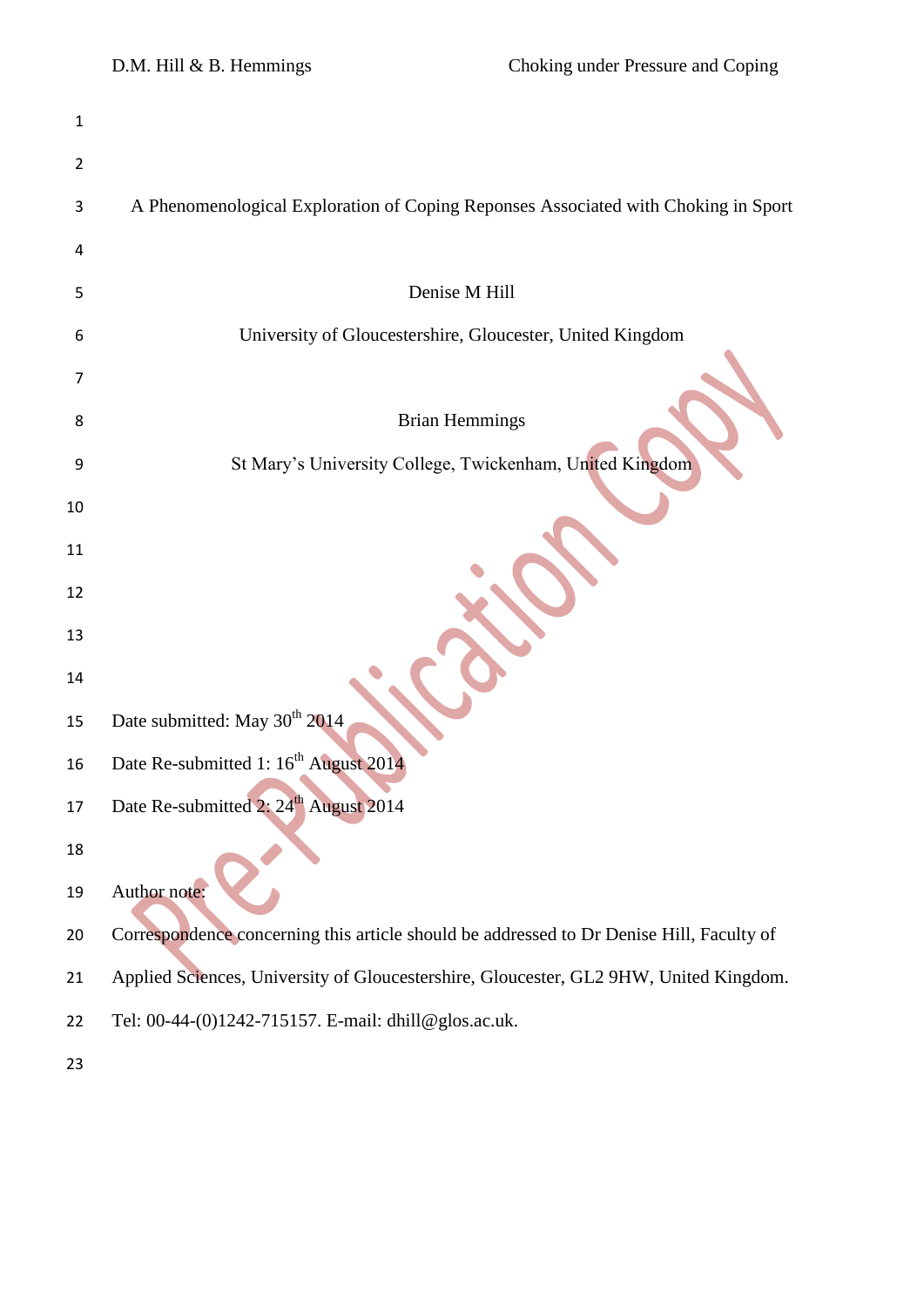# A Phenomenological Exploration of Coping Reponses Associated with Choking in Sport

Denise M Hill

University of Gloucestershire, Gloucester, United Kingdom

Brian Hemmings

St Mary's University College, Twickenham, United Kingdom

Date submitted: May 30th 2014

Date Re-submitted 1: 16th August 2014

Date Re-submitted 2: 24th August 2014

Author note:

Correspondence concerning this article should be addressed to Dr Denise Hill, Faculty of Applied Sciences, University of Gloucestershire, Gloucester, GL2 9HW, United Kingdom. Tel: 00-44-(0)1242-715157. E-mail: dhill@glos.ac.uk.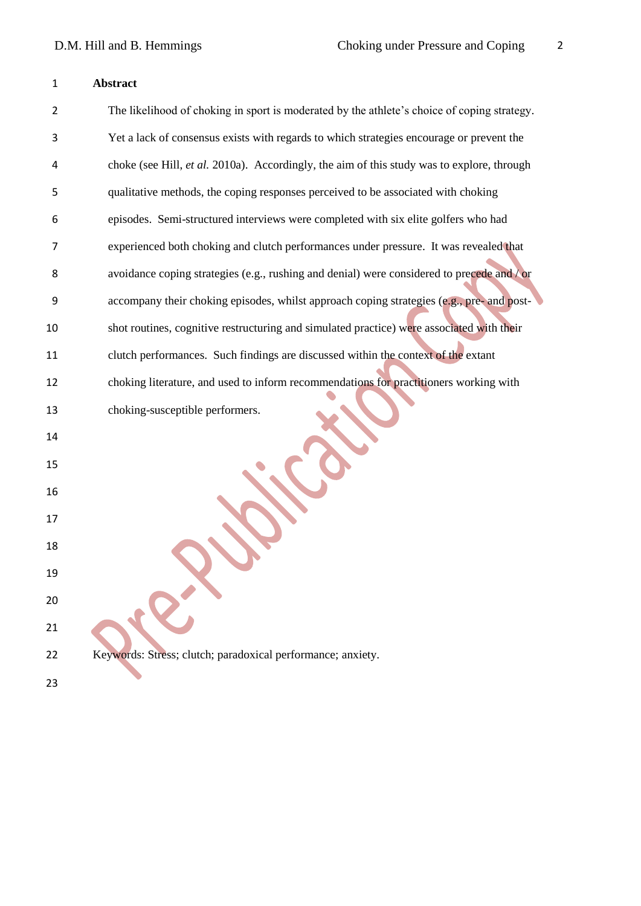## Abstract

The likelihood of choking in sport is moderated by the athlete's choice of coping strategy. Yet a lack of consensus exists with regards to which strategies encourage or prevent the choke (see Hill, *et al.* 2010a). Accordingly, the aim of this study was to explore, through qualitative methods, the coping responses perceived to be associated with choking episodes. Semi-structured interviews were completed with six elite golfers who had experienced both choking and clutch performances under pressure. It was revealed that avoidance coping strategies (e.g., rushing and denial) were considered to precede and / or accompany their choking episodes, whilst approach coping strategies (e.g., pre- and post-shot routines, cognitive restructuring and simulated practice) were associated with their clutch performances. Such findings are discussed within the context of the extant choking literature, and used to inform recommendations for practitioners working with choking-susceptible performers.

Keywords: Stress; clutch; paradoxical performance; anxiety.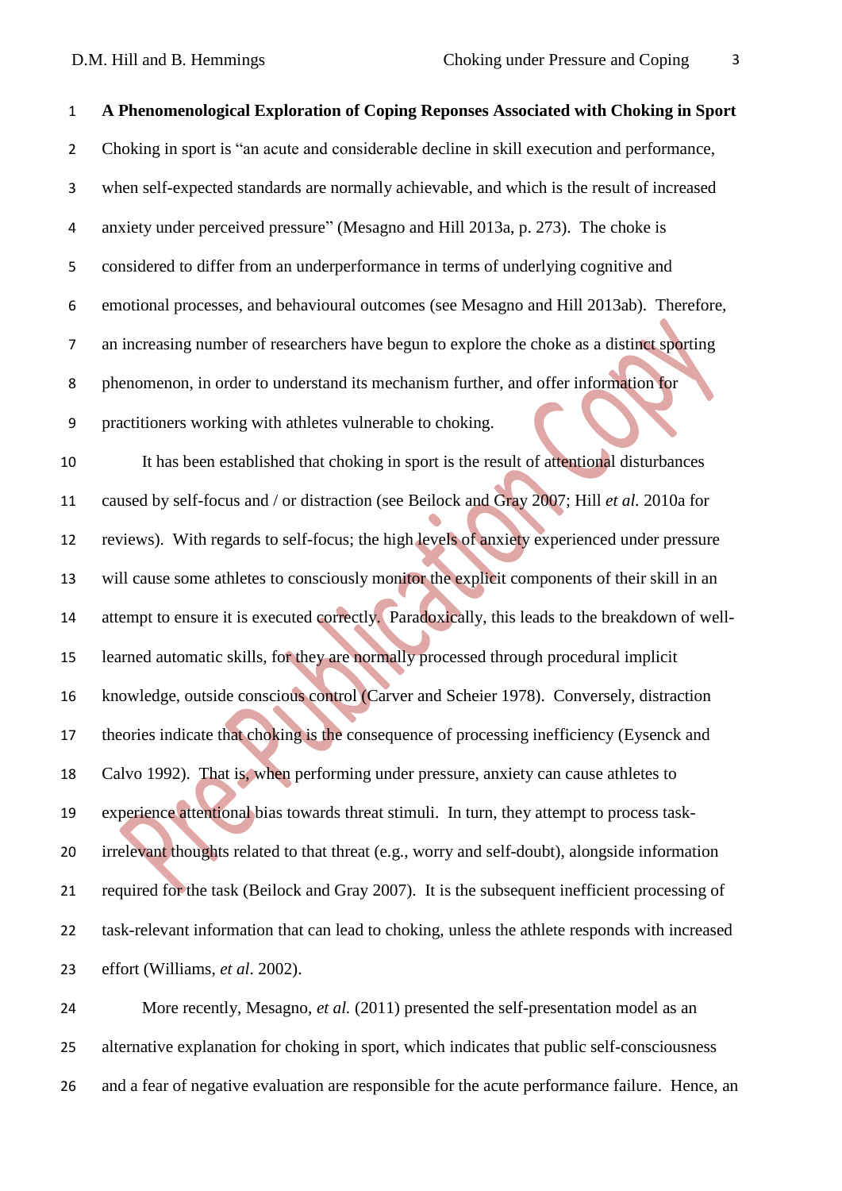**A Phenomenological Exploration of Coping Reponses Associated with Choking in Sport**

Choking in sport is "an acute and considerable decline in skill execution and performance, when self-expected standards are normally achievable, and which is the result of increased anxiety under perceived pressure" (Mesagno and Hill 2013a, p. 273). The choke is considered to differ from an underperformance in terms of underlying cognitive and emotional processes, and behavioural outcomes (see Mesagno and Hill 2013ab). Therefore, an increasing number of researchers have begun to explore the choke as a distinct sporting phenomenon, in order to understand its mechanism further, and offer information for practitioners working with athletes vulnerable to choking.

It has been established that choking in sport is the result of attentional disturbances caused by self-focus and / or distraction (see Beilock and Gray 2007; Hill *et al.* 2010a for reviews). With regards to self-focus; the high levels of anxiety experienced under pressure will cause some athletes to consciously monitor the explicit components of their skill in an attempt to ensure it is executed correctly. Paradoxically, this leads to the breakdown of well-learned automatic skills, for they are normally processed through procedural implicit knowledge, outside conscious control (Carver and Scheier 1978). Conversely, distraction theories indicate that choking is the consequence of processing inefficiency (Eysenck and Calvo 1992). That is, when performing under pressure, anxiety can cause athletes to experience attentional bias towards threat stimuli. In turn, they attempt to process task-irrelevant thoughts related to that threat (e.g., worry and self-doubt), alongside information required for the task (Beilock and Gray 2007). It is the subsequent inefficient processing of task-relevant information that can lead to choking, unless the athlete responds with increased effort (Williams, *et al*. 2002).

More recently, Mesagno, *et al.* (2011) presented the self-presentation model as an alternative explanation for choking in sport, which indicates that public self-consciousness and a fear of negative evaluation are responsible for the acute performance failure. Hence, an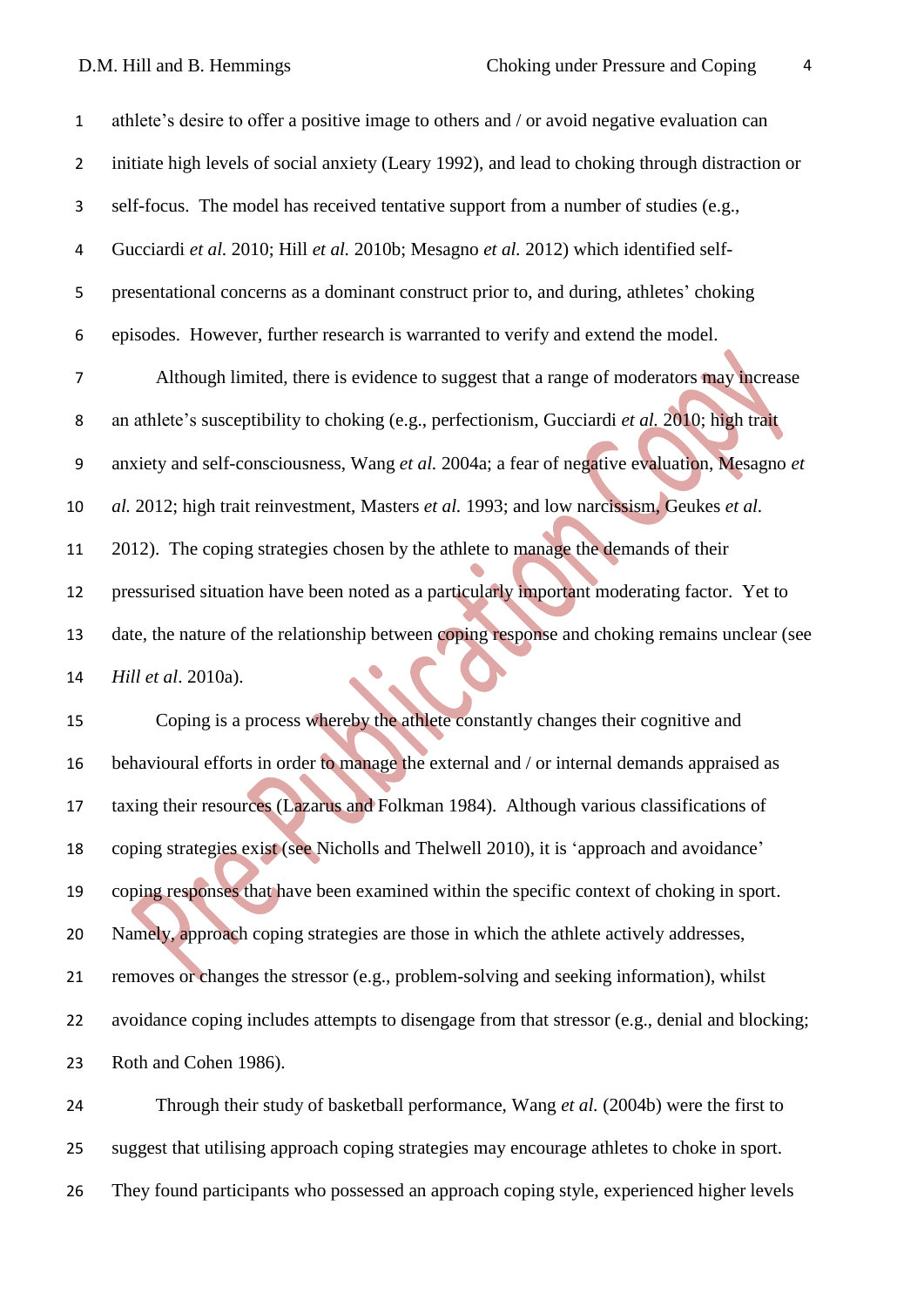athlete's desire to offer a positive image to others and / or avoid negative evaluation can initiate high levels of social anxiety (Leary 1992), and lead to choking through distraction or self-focus. The model has received tentative support from a number of studies (e.g., Gucciardi *et al.* 2010; Hill *et al.* 2010b; Mesagno *et al.* 2012) which identified self-presentational concerns as a dominant construct prior to, and during, athletes' choking episodes. However, further research is warranted to verify and extend the model.

Although limited, there is evidence to suggest that a range of moderators may increase an athlete's susceptibility to choking (e.g., perfectionism, Gucciardi *et al.* 2010; high trait anxiety and self-consciousness, Wang *et al.* 2004a; a fear of negative evaluation, Mesagno *et al.* 2012; high trait reinvestment, Masters *et al.* 1993; and low narcissism, Geukes *et al.* 2012). The coping strategies chosen by the athlete to manage the demands of their pressurised situation have been noted as a particularly important moderating factor. Yet to date, the nature of the relationship between coping response and choking remains unclear (see *Hill et al*. 2010a).

Coping is a process whereby the athlete constantly changes their cognitive and behavioural efforts in order to manage the external and / or internal demands appraised as taxing their resources (Lazarus and Folkman 1984). Although various classifications of coping strategies exist (see Nicholls and Thelwell 2010), it is 'approach and avoidance' coping responses that have been examined within the specific context of choking in sport. Namely, approach coping strategies are those in which the athlete actively addresses, removes or changes the stressor (e.g., problem-solving and seeking information), whilst avoidance coping includes attempts to disengage from that stressor (e.g., denial and blocking; Roth and Cohen 1986).

Through their study of basketball performance, Wang *et al.* (2004b) were the first to suggest that utilising approach coping strategies may encourage athletes to choke in sport. They found participants who possessed an approach coping style, experienced higher levels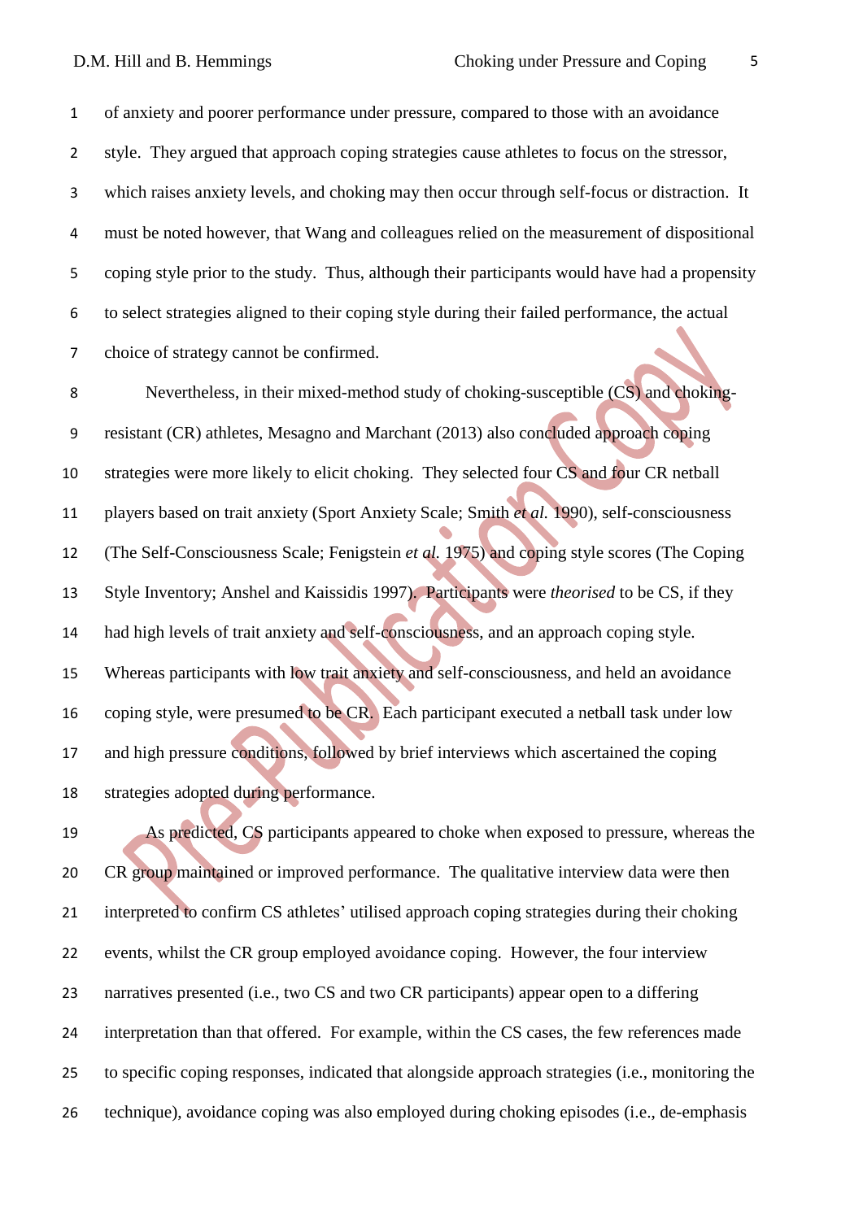of anxiety and poorer performance under pressure, compared to those with an avoidance style. They argued that approach coping strategies cause athletes to focus on the stressor, which raises anxiety levels, and choking may then occur through self-focus or distraction. It must be noted however, that Wang and colleagues relied on the measurement of dispositional coping style prior to the study. Thus, although their participants would have had a propensity to select strategies aligned to their coping style during their failed performance, the actual choice of strategy cannot be confirmed.

Nevertheless, in their mixed-method study of choking-susceptible (CS) and choking-resistant (CR) athletes, Mesagno and Marchant (2013) also concluded approach coping strategies were more likely to elicit choking. They selected four CS and four CR netball players based on trait anxiety (Sport Anxiety Scale; Smith *et al.* 1990), self-consciousness (The Self-Consciousness Scale; Fenigstein *et al.* 1975) and coping style scores (The Coping Style Inventory; Anshel and Kaissidis 1997). Participants were *theorised* to be CS, if they had high levels of trait anxiety and self-consciousness, and an approach coping style. Whereas participants with low trait anxiety and self-consciousness, and held an avoidance coping style, were presumed to be CR. Each participant executed a netball task under low and high pressure conditions, followed by brief interviews which ascertained the coping strategies adopted during performance.

As predicted, CS participants appeared to choke when exposed to pressure, whereas the CR group maintained or improved performance. The qualitative interview data were then interpreted to confirm CS athletes' utilised approach coping strategies during their choking events, whilst the CR group employed avoidance coping. However, the four interview narratives presented (i.e., two CS and two CR participants) appear open to a differing interpretation than that offered. For example, within the CS cases, the few references made to specific coping responses, indicated that alongside approach strategies (i.e., monitoring the technique), avoidance coping was also employed during choking episodes (i.e., de-emphasis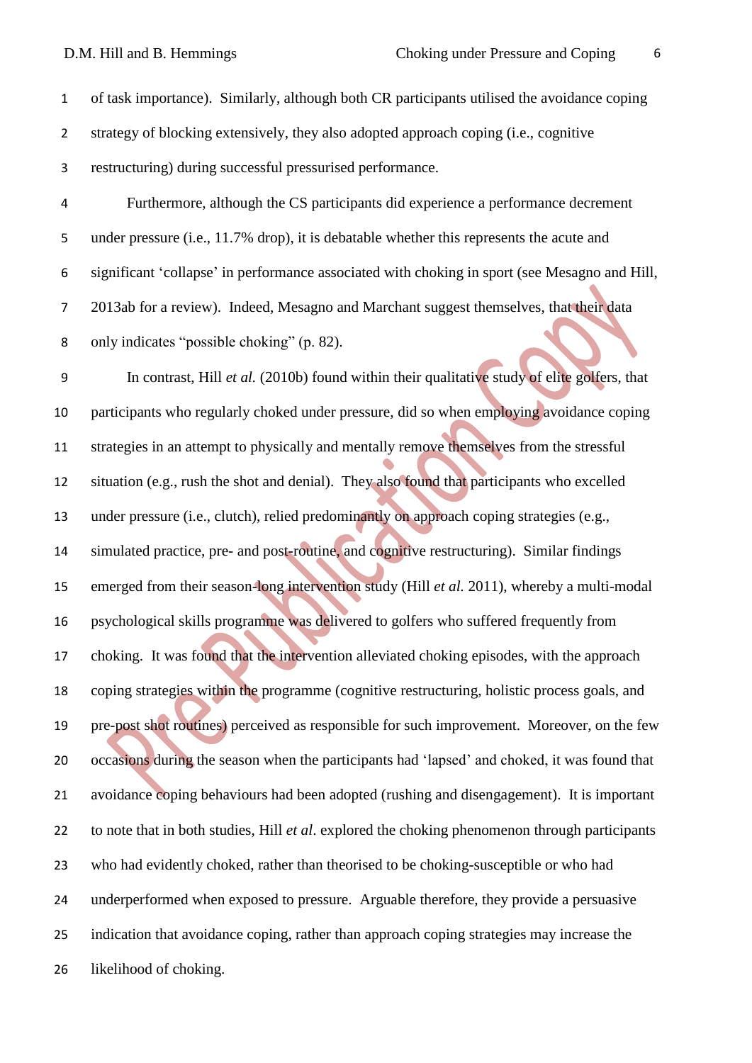of task importance). Similarly, although both CR participants utilised the avoidance coping strategy of blocking extensively, they also adopted approach coping (i.e., cognitive restructuring) during successful pressurised performance.

Furthermore, although the CS participants did experience a performance decrement under pressure (i.e., 11.7% drop), it is debatable whether this represents the acute and significant 'collapse' in performance associated with choking in sport (see Mesagno and Hill, 2013ab for a review). Indeed, Mesagno and Marchant suggest themselves, that their data only indicates "possible choking" (p. 82).

In contrast, Hill *et al.* (2010b) found within their qualitative study of elite golfers, that participants who regularly choked under pressure, did so when employing avoidance coping strategies in an attempt to physically and mentally remove themselves from the stressful situation (e.g., rush the shot and denial). They also found that participants who excelled under pressure (i.e., clutch), relied predominantly on approach coping strategies (e.g., simulated practice, pre- and post-routine, and cognitive restructuring). Similar findings emerged from their season-long intervention study (Hill *et al.* 2011), whereby a multi-modal psychological skills programme was delivered to golfers who suffered frequently from choking. It was found that the intervention alleviated choking episodes, with the approach coping strategies within the programme (cognitive restructuring, holistic process goals, and pre-post shot routines) perceived as responsible for such improvement. Moreover, on the few occasions during the season when the participants had 'lapsed' and choked, it was found that avoidance coping behaviours had been adopted (rushing and disengagement). It is important to note that in both studies, Hill *et al*. explored the choking phenomenon through participants who had evidently choked, rather than theorised to be choking-susceptible or who had underperformed when exposed to pressure. Arguable therefore, they provide a persuasive indication that avoidance coping, rather than approach coping strategies may increase the likelihood of choking.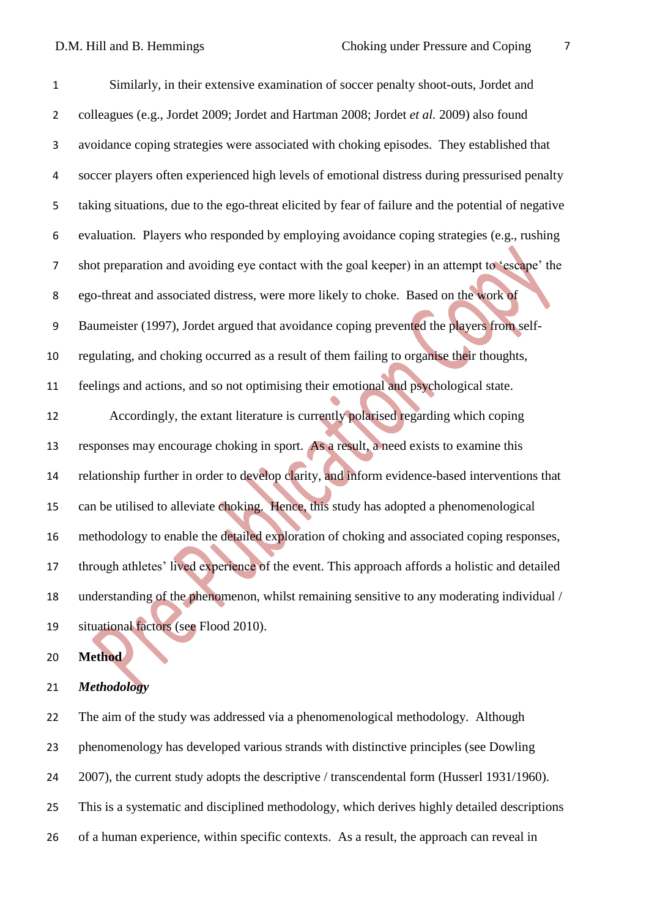Similarly, in their extensive examination of soccer penalty shoot-outs, Jordet and colleagues (e.g., Jordet 2009; Jordet and Hartman 2008; Jordet *et al.* 2009) also found avoidance coping strategies were associated with choking episodes. They established that soccer players often experienced high levels of emotional distress during pressurised penalty taking situations, due to the ego-threat elicited by fear of failure and the potential of negative evaluation. Players who responded by employing avoidance coping strategies (e.g., rushing shot preparation and avoiding eye contact with the goal keeper) in an attempt to 'escape' the ego-threat and associated distress, were more likely to choke. Based on the work of Baumeister (1997), Jordet argued that avoidance coping prevented the players from self-regulating, and choking occurred as a result of them failing to organise their thoughts, feelings and actions, and so not optimising their emotional and psychological state.

Accordingly, the extant literature is currently polarised regarding which coping responses may encourage choking in sport. As a result, a need exists to examine this relationship further in order to develop clarity, and inform evidence-based interventions that can be utilised to alleviate choking. Hence, this study has adopted a phenomenological methodology to enable the detailed exploration of choking and associated coping responses, through athletes' lived experience of the event. This approach affords a holistic and detailed understanding of the phenomenon, whilst remaining sensitive to any moderating individual / situational factors (see Flood 2010).

## Method

### *Methodology*

The aim of the study was addressed via a phenomenological methodology. Although phenomenology has developed various strands with distinctive principles (see Dowling 2007), the current study adopts the descriptive / transcendental form (Husserl 1931/1960). This is a systematic and disciplined methodology, which derives highly detailed descriptions of a human experience, within specific contexts. As a result, the approach can reveal in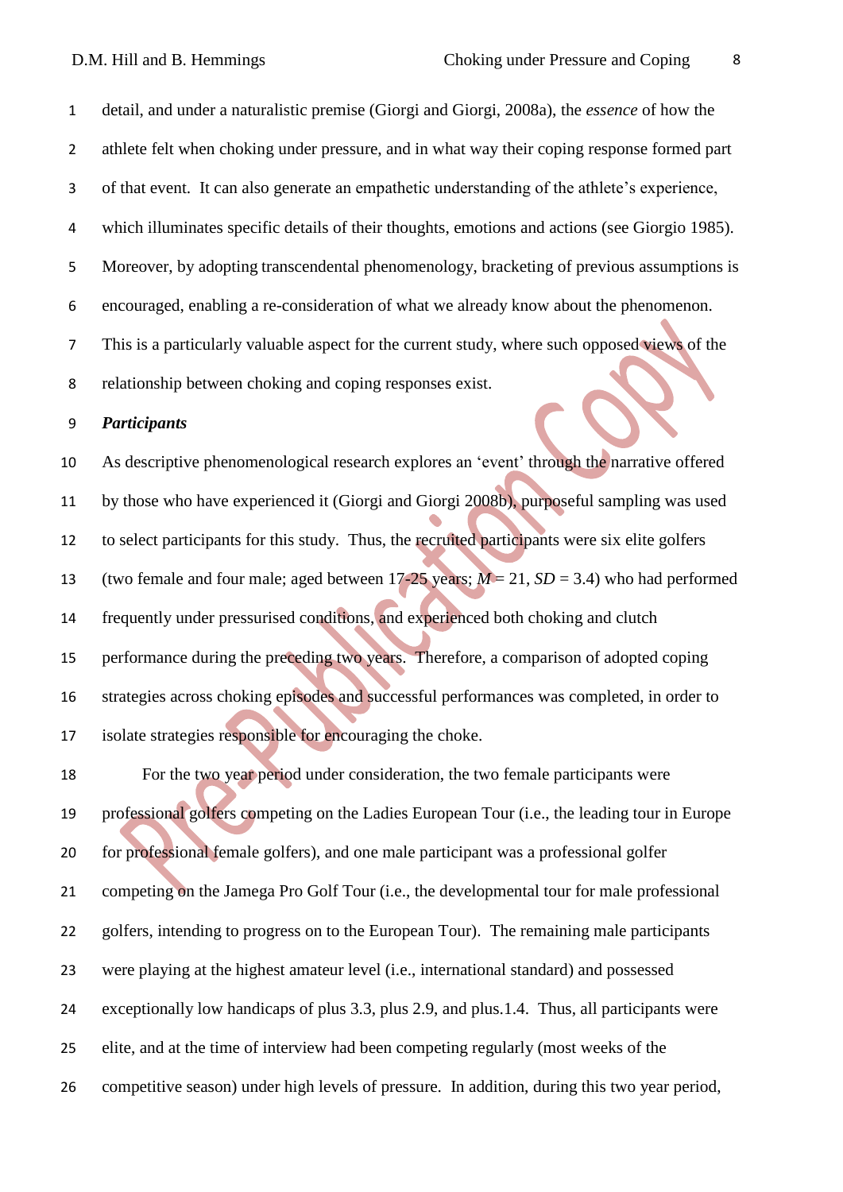detail, and under a naturalistic premise (Giorgi and Giorgi, 2008a), the *essence* of how the athlete felt when choking under pressure, and in what way their coping response formed part of that event. It can also generate an empathetic understanding of the athlete's experience, which illuminates specific details of their thoughts, emotions and actions (see Giorgio 1985). Moreover, by adopting transcendental phenomenology, bracketing of previous assumptions is encouraged, enabling a re-consideration of what we already know about the phenomenon. This is a particularly valuable aspect for the current study, where such opposed views of the relationship between choking and coping responses exist.

### *Participants*

As descriptive phenomenological research explores an 'event' through the narrative offered by those who have experienced it (Giorgi and Giorgi 2008b), purposeful sampling was used to select participants for this study. Thus, the recruited participants were six elite golfers (two female and four male; aged between 17-25 years; $M$ = 21, $SD$ = 3.4) who had performed frequently under pressurised conditions, and experienced both choking and clutch performance during the preceding two years. Therefore, a comparison of adopted coping strategies across choking episodes and successful performances was completed, in order to isolate strategies responsible for encouraging the choke.

For the two year period under consideration, the two female participants were professional golfers competing on the Ladies European Tour (i.e., the leading tour in Europe for professional female golfers), and one male participant was a professional golfer competing on the Jamega Pro Golf Tour (i.e., the developmental tour for male professional golfers, intending to progress on to the European Tour). The remaining male participants were playing at the highest amateur level (i.e., international standard) and possessed exceptionally low handicaps of plus 3.3, plus 2.9, and plus.1.4. Thus, all participants were elite, and at the time of interview had been competing regularly (most weeks of the competitive season) under high levels of pressure. In addition, during this two year period,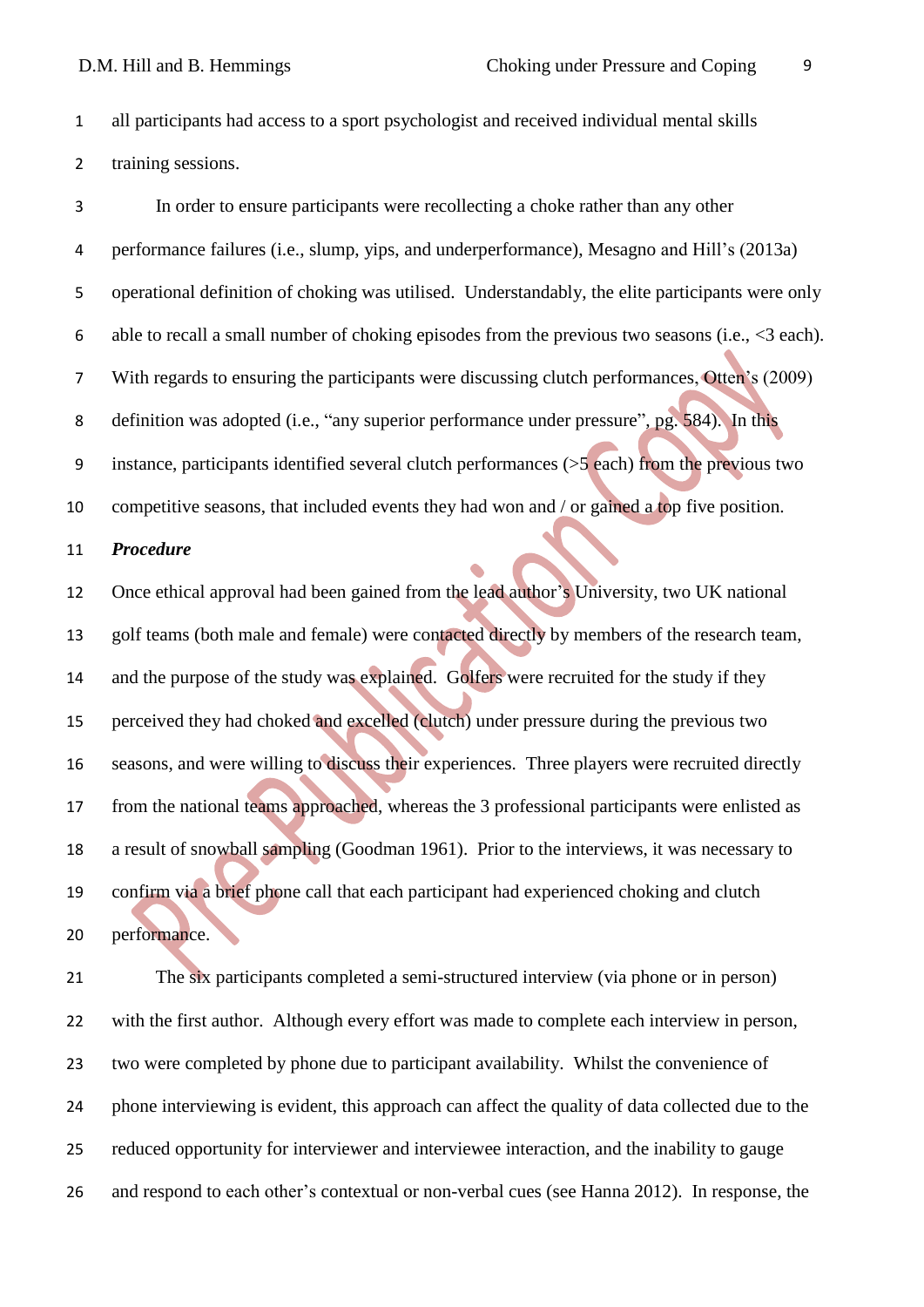all participants had access to a sport psychologist and received individual mental skills training sessions.

In order to ensure participants were recollecting a choke rather than any other performance failures (i.e., slump, yips, and underperformance), Mesagno and Hill's (2013a) operational definition of choking was utilised. Understandably, the elite participants were only able to recall a small number of choking episodes from the previous two seasons (i.e., <3 each). With regards to ensuring the participants were discussing clutch performances, Otten's (2009) definition was adopted (i.e., "any superior performance under pressure", pg. 584). In this instance, participants identified several clutch performances (>5 each) from the previous two competitive seasons, that included events they had won and / or gained a top five position.

***Procedure***

Once ethical approval had been gained from the lead author's University, two UK national golf teams (both male and female) were contacted directly by members of the research team, and the purpose of the study was explained. Golfers were recruited for the study if they perceived they had choked and excelled (clutch) under pressure during the previous two seasons, and were willing to discuss their experiences. Three players were recruited directly from the national teams approached, whereas the 3 professional participants were enlisted as a result of snowball sampling (Goodman 1961). Prior to the interviews, it was necessary to confirm via a brief phone call that each participant had experienced choking and clutch performance.

The six participants completed a semi-structured interview (via phone or in person) with the first author. Although every effort was made to complete each interview in person, two were completed by phone due to participant availability. Whilst the convenience of phone interviewing is evident, this approach can affect the quality of data collected due to the reduced opportunity for interviewer and interviewee interaction, and the inability to gauge and respond to each other's contextual or non-verbal cues (see Hanna 2012). In response, the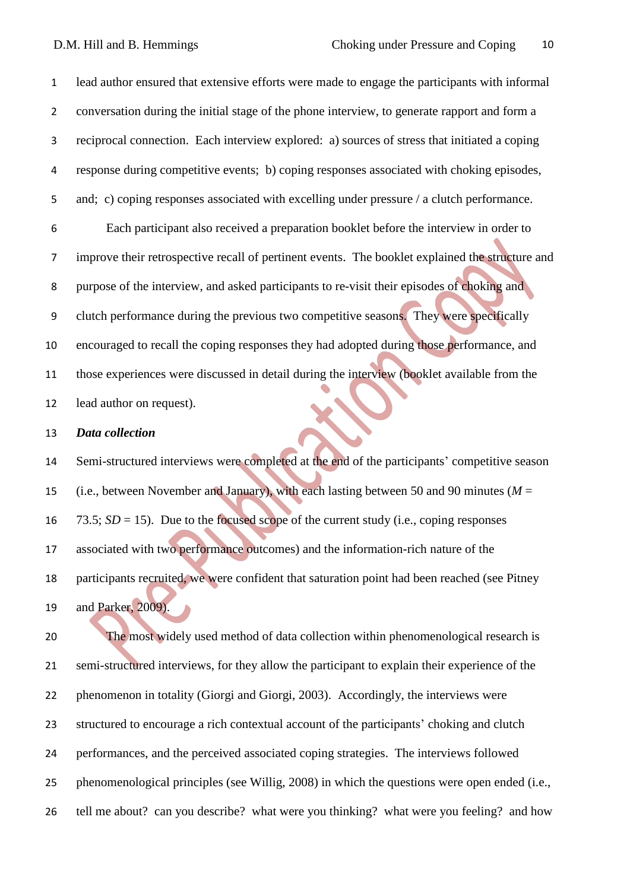lead author ensured that extensive efforts were made to engage the participants with informal conversation during the initial stage of the phone interview, to generate rapport and form a reciprocal connection. Each interview explored: a) sources of stress that initiated a coping response during competitive events; b) coping responses associated with choking episodes, and; c) coping responses associated with excelling under pressure / a clutch performance.

Each participant also received a preparation booklet before the interview in order to improve their retrospective recall of pertinent events. The booklet explained the structure and purpose of the interview, and asked participants to re-visit their episodes of choking and clutch performance during the previous two competitive seasons. They were specifically encouraged to recall the coping responses they had adopted during those performance, and those experiences were discussed in detail during the interview (booklet available from the lead author on request).

***Data collection***

Semi-structured interviews were completed at the end of the participants' competitive season (i.e., between November and January), with each lasting between 50 and 90 minutes ($M$ = 73.5; $SD$ = 15). Due to the focused scope of the current study (i.e., coping responses associated with two performance outcomes) and the information-rich nature of the participants recruited, we were confident that saturation point had been reached (see Pitney and Parker, 2009).

The most widely used method of data collection within phenomenological research is semi-structured interviews, for they allow the participant to explain their experience of the phenomenon in totality (Giorgi and Giorgi, 2003). Accordingly, the interviews were structured to encourage a rich contextual account of the participants' choking and clutch performances, and the perceived associated coping strategies. The interviews followed phenomenological principles (see Willig, 2008) in which the questions were open ended (i.e., tell me about? can you describe? what were you thinking? what were you feeling? and how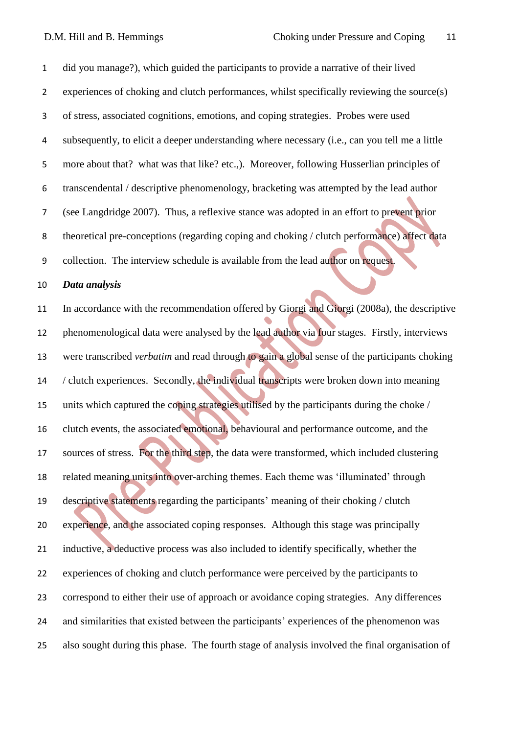did you manage?), which guided the participants to provide a narrative of their lived experiences of choking and clutch performances, whilst specifically reviewing the source(s) of stress, associated cognitions, emotions, and coping strategies. Probes were used subsequently, to elicit a deeper understanding where necessary (i.e., can you tell me a little more about that? what was that like? etc.,). Moreover, following Husserlian principles of transcendental / descriptive phenomenology, bracketing was attempted by the lead author (see Langdridge 2007). Thus, a reflexive stance was adopted in an effort to prevent prior theoretical pre-conceptions (regarding coping and choking / clutch performance) affect data collection. The interview schedule is available from the lead author on request.

***Data analysis***

In accordance with the recommendation offered by Giorgi and Giorgi (2008a), the descriptive phenomenological data were analysed by the lead author via four stages. Firstly, interviews were transcribed *verbatim* and read through to gain a global sense of the participants choking / clutch experiences. Secondly, the individual transcripts were broken down into meaning units which captured the coping strategies utilised by the participants during the choke / clutch events, the associated emotional, behavioural and performance outcome, and the sources of stress. For the third step, the data were transformed, which included clustering related meaning units into over-arching themes. Each theme was 'illuminated' through descriptive statements regarding the participants' meaning of their choking / clutch experience, and the associated coping responses. Although this stage was principally inductive, a deductive process was also included to identify specifically, whether the experiences of choking and clutch performance were perceived by the participants to correspond to either their use of approach or avoidance coping strategies. Any differences and similarities that existed between the participants' experiences of the phenomenon was also sought during this phase. The fourth stage of analysis involved the final organisation of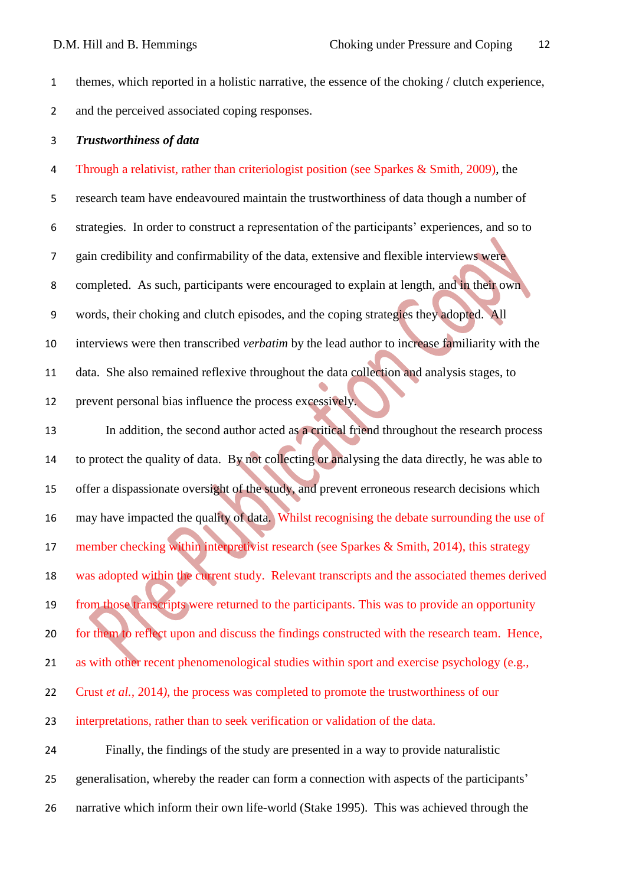themes, which reported in a holistic narrative, the essence of the choking / clutch experience, and the perceived associated coping responses.

***Trustworthiness of data***

Through a relativist, rather than criteriologist position (see Sparkes & Smith, 2009), the research team have endeavoured maintain the trustworthiness of data though a number of strategies. In order to construct a representation of the participants' experiences, and so to gain credibility and confirmability of the data, extensive and flexible interviews were completed. As such, participants were encouraged to explain at length, and in their own words, their choking and clutch episodes, and the coping strategies they adopted. All interviews were then transcribed *verbatim* by the lead author to increase familiarity with the data. She also remained reflexive throughout the data collection and analysis stages, to prevent personal bias influence the process excessively.

In addition, the second author acted as a critical friend throughout the research process to protect the quality of data. By not collecting or analysing the data directly, he was able to offer a dispassionate oversight of the study, and prevent erroneous research decisions which may have impacted the quality of data. Whilst recognising the debate surrounding the use of member checking within interpretivist research (see Sparkes & Smith, 2014), this strategy was adopted within the current study. Relevant transcripts and the associated themes derived from those transcripts were returned to the participants. This was to provide an opportunity for them to reflect upon and discuss the findings constructed with the research team. Hence, as with other recent phenomenological studies within sport and exercise psychology (e.g., Crust *et al.*, 2014), the process was completed to promote the trustworthiness of our interpretations, rather than to seek verification or validation of the data.

Finally, the findings of the study are presented in a way to provide naturalistic generalisation, whereby the reader can form a connection with aspects of the participants' narrative which inform their own life-world (Stake 1995). This was achieved through the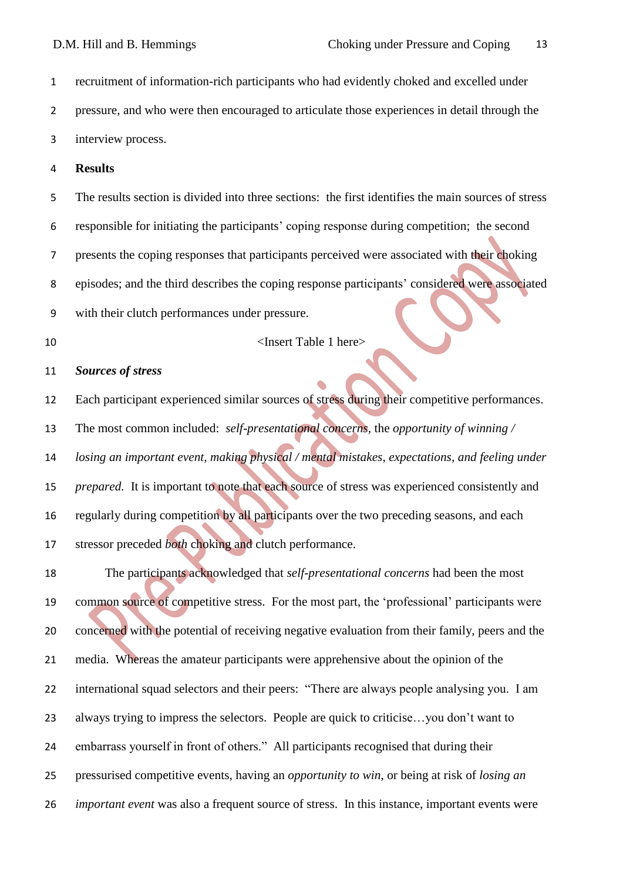recruitment of information-rich participants who had evidently choked and excelled under pressure, and who were then encouraged to articulate those experiences in detail through the interview process.

## Results

The results section is divided into three sections: the first identifies the main sources of stress responsible for initiating the participants' coping response during competition; the second presents the coping responses that participants perceived were associated with their choking episodes; and the third describes the coping response participants' considered were associated with their clutch performances under pressure.

<Insert Table 1 here>

### *Sources of stress*

Each participant experienced similar sources of stress during their competitive performances. The most common included: *self-presentational concerns*, the *opportunity of winning / losing an important event*, *making physical / mental mistakes*, *expectations*, and *feeling under prepared*. It is important to note that each source of stress was experienced consistently and regularly during competition by all participants over the two preceding seasons, and each stressor preceded *both* choking and clutch performance.

The participants acknowledged that *self-presentational concerns* had been the most common source of competitive stress. For the most part, the 'professional' participants were concerned with the potential of receiving negative evaluation from their family, peers and the media. Whereas the amateur participants were apprehensive about the opinion of the international squad selectors and their peers: "There are always people analysing you. I am always trying to impress the selectors. People are quick to criticise…you don't want to embarrass yourself in front of others." All participants recognised that during their pressurised competitive events, having an *opportunity to win*, or being at risk of *losing an important event* was also a frequent source of stress. In this instance, important events were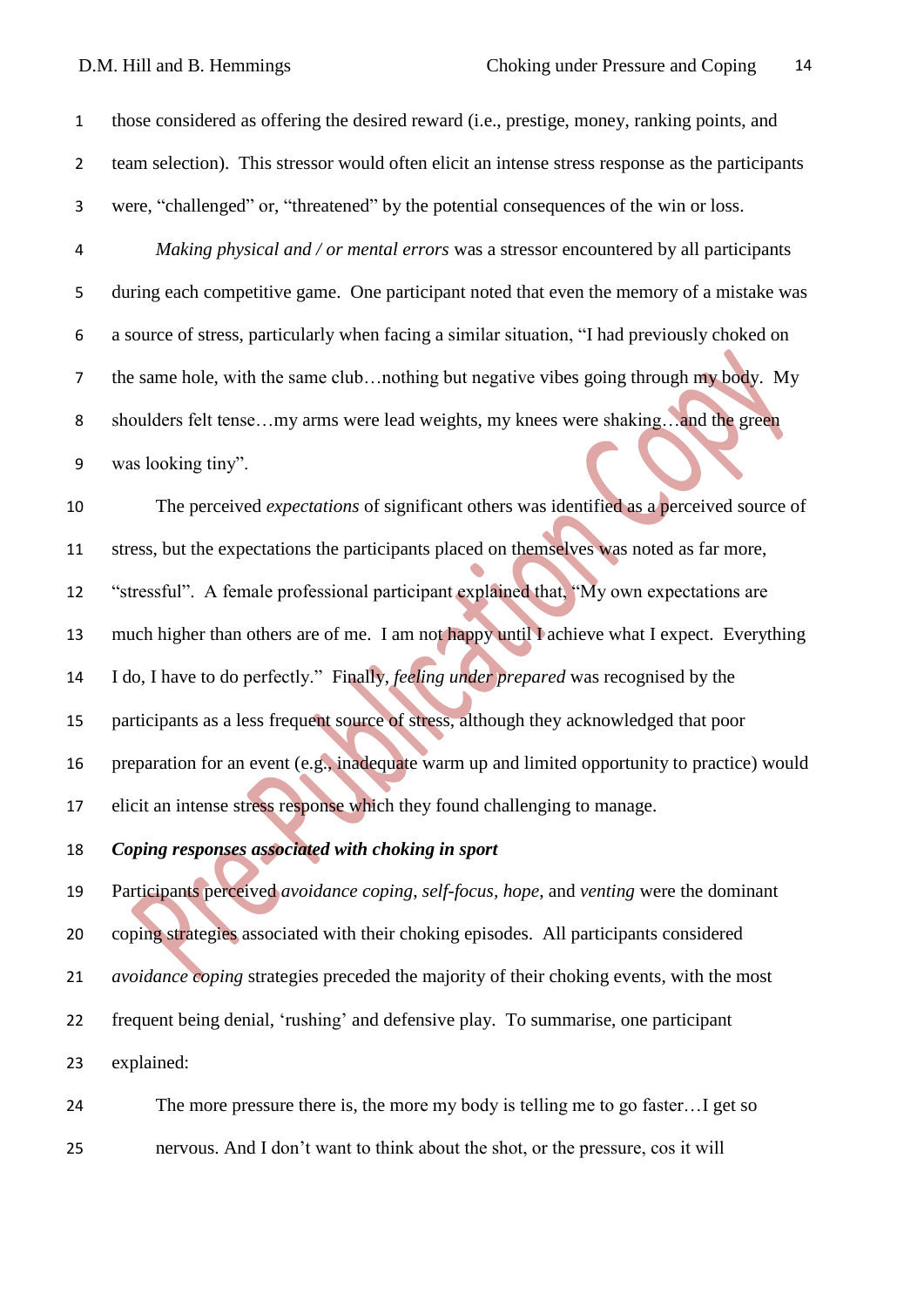those considered as offering the desired reward (i.e., prestige, money, ranking points, and team selection). This stressor would often elicit an intense stress response as the participants were, "challenged" or, "threatened" by the potential consequences of the win or loss.

*Making physical and / or mental errors* was a stressor encountered by all participants during each competitive game. One participant noted that even the memory of a mistake was a source of stress, particularly when facing a similar situation, "I had previously choked on the same hole, with the same club…nothing but negative vibes going through my body. My shoulders felt tense…my arms were lead weights, my knees were shaking…and the green was looking tiny".

The perceived *expectations* of significant others was identified as a perceived source of stress, but the expectations the participants placed on themselves was noted as far more, "stressful". A female professional participant explained that, "My own expectations are much higher than others are of me. I am not happy until I achieve what I expect. Everything I do, I have to do perfectly." Finally, *feeling under prepared* was recognised by the participants as a less frequent source of stress, although they acknowledged that poor preparation for an event (e.g., inadequate warm up and limited opportunity to practice) would elicit an intense stress response which they found challenging to manage.

***Coping responses associated with choking in sport***

Participants perceived *avoidance coping*, *self-focus*, *hope*, and *venting* were the dominant coping strategies associated with their choking episodes. All participants considered *avoidance coping* strategies preceded the majority of their choking events, with the most frequent being denial, 'rushing' and defensive play. To summarise, one participant explained:

> The more pressure there is, the more my body is telling me to go faster…I get so nervous. And I don't want to think about the shot, or the pressure, cos it will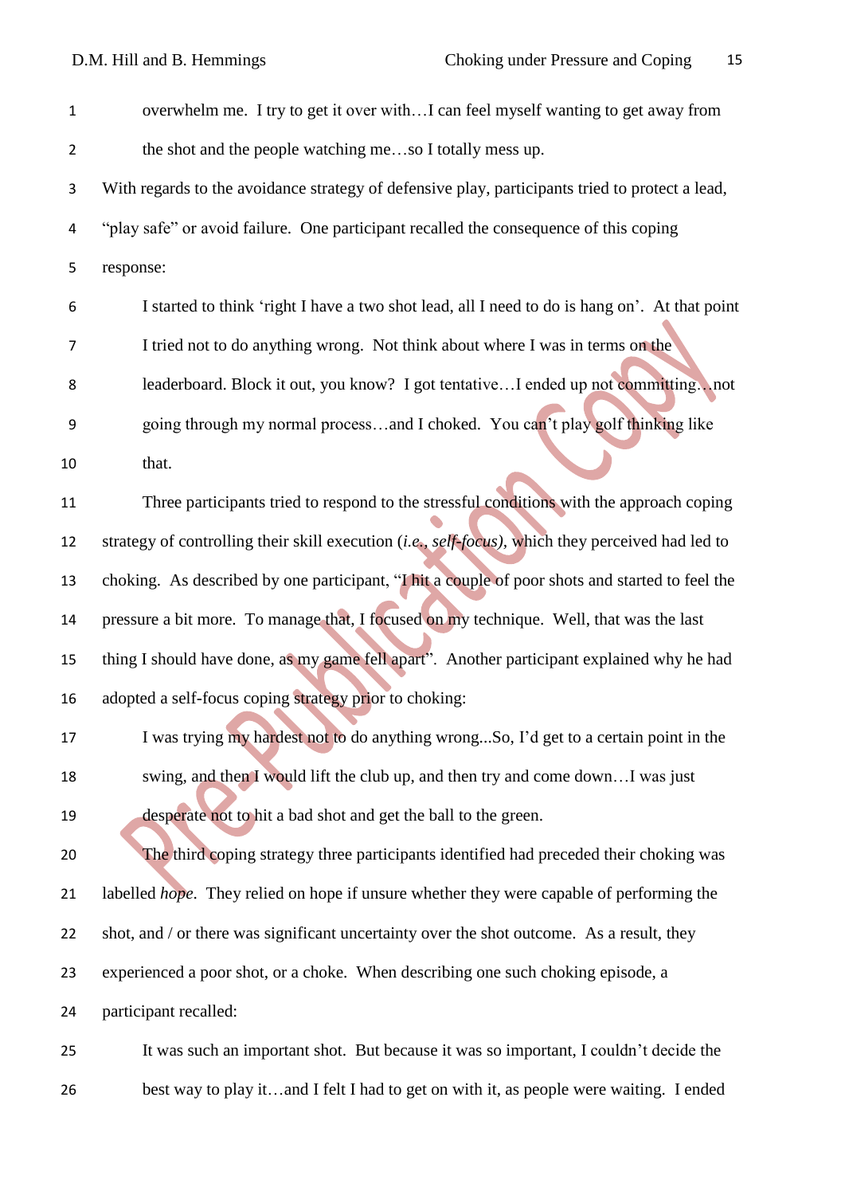overwhelm me. I try to get it over with…I can feel myself wanting to get away from the shot and the people watching me…so I totally mess up.

With regards to the avoidance strategy of defensive play, participants tried to protect a lead, "play safe" or avoid failure. One participant recalled the consequence of this coping response:

> I started to think 'right I have a two shot lead, all I need to do is hang on'. At that point I tried not to do anything wrong. Not think about where I was in terms on the leaderboard. Block it out, you know? I got tentative…I ended up not committing…not going through my normal process…and I choked. You can't play golf thinking like that.

Three participants tried to respond to the stressful conditions with the approach coping strategy of controlling their skill execution (*i.e., self-focus*), which they perceived had led to choking. As described by one participant, "I hit a couple of poor shots and started to feel the pressure a bit more. To manage that, I focused on my technique. Well, that was the last thing I should have done, as my game fell apart". Another participant explained why he had adopted a self-focus coping strategy prior to choking:

> I was trying my hardest not to do anything wrong...So, I'd get to a certain point in the swing, and then I would lift the club up, and then try and come down…I was just desperate not to hit a bad shot and get the ball to the green.

The third coping strategy three participants identified had preceded their choking was labelled *hope*. They relied on hope if unsure whether they were capable of performing the shot, and / or there was significant uncertainty over the shot outcome. As a result, they experienced a poor shot, or a choke. When describing one such choking episode, a participant recalled:

> It was such an important shot. But because it was so important, I couldn't decide the best way to play it…and I felt I had to get on with it, as people were waiting. I ended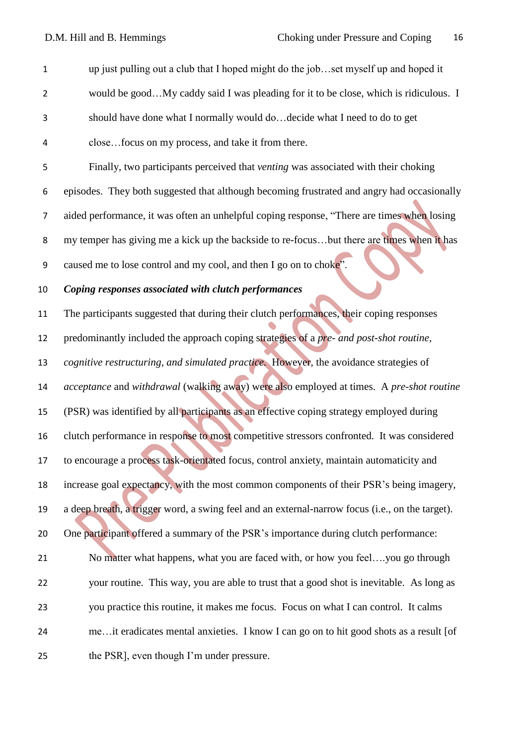up just pulling out a club that I hoped might do the job…set myself up and hoped it would be good…My caddy said I was pleading for it to be close, which is ridiculous. I should have done what I normally would do…decide what I need to do to get close…focus on my process, and take it from there.

Finally, two participants perceived that *venting* was associated with their choking episodes. They both suggested that although becoming frustrated and angry had occasionally aided performance, it was often an unhelpful coping response, "There are times when losing my temper has giving me a kick up the backside to re-focus…but there are times when it has caused me to lose control and my cool, and then I go on to choke".

***Coping responses associated with clutch performances***

The participants suggested that during their clutch performances, their coping responses predominantly included the approach coping strategies of a *pre- and post-shot routine, cognitive restructuring, and simulated practice*. However, the avoidance strategies of *acceptance* and *withdrawal* (walking away) were also employed at times. A *pre-shot routine* (PSR) was identified by all participants as an effective coping strategy employed during clutch performance in response to most competitive stressors confronted. It was considered to encourage a process task-orientated focus, control anxiety, maintain automaticity and increase goal expectancy, with the most common components of their PSR's being imagery, a deep breath, a trigger word, a swing feel and an external-narrow focus (i.e., on the target). One participant offered a summary of the PSR's importance during clutch performance:

> No matter what happens, what you are faced with, or how you feel….you go through your routine. This way, you are able to trust that a good shot is inevitable. As long as you practice this routine, it makes me focus. Focus on what I can control. It calms me…it eradicates mental anxieties. I know I can go on to hit good shots as a result [of the PSR], even though I'm under pressure.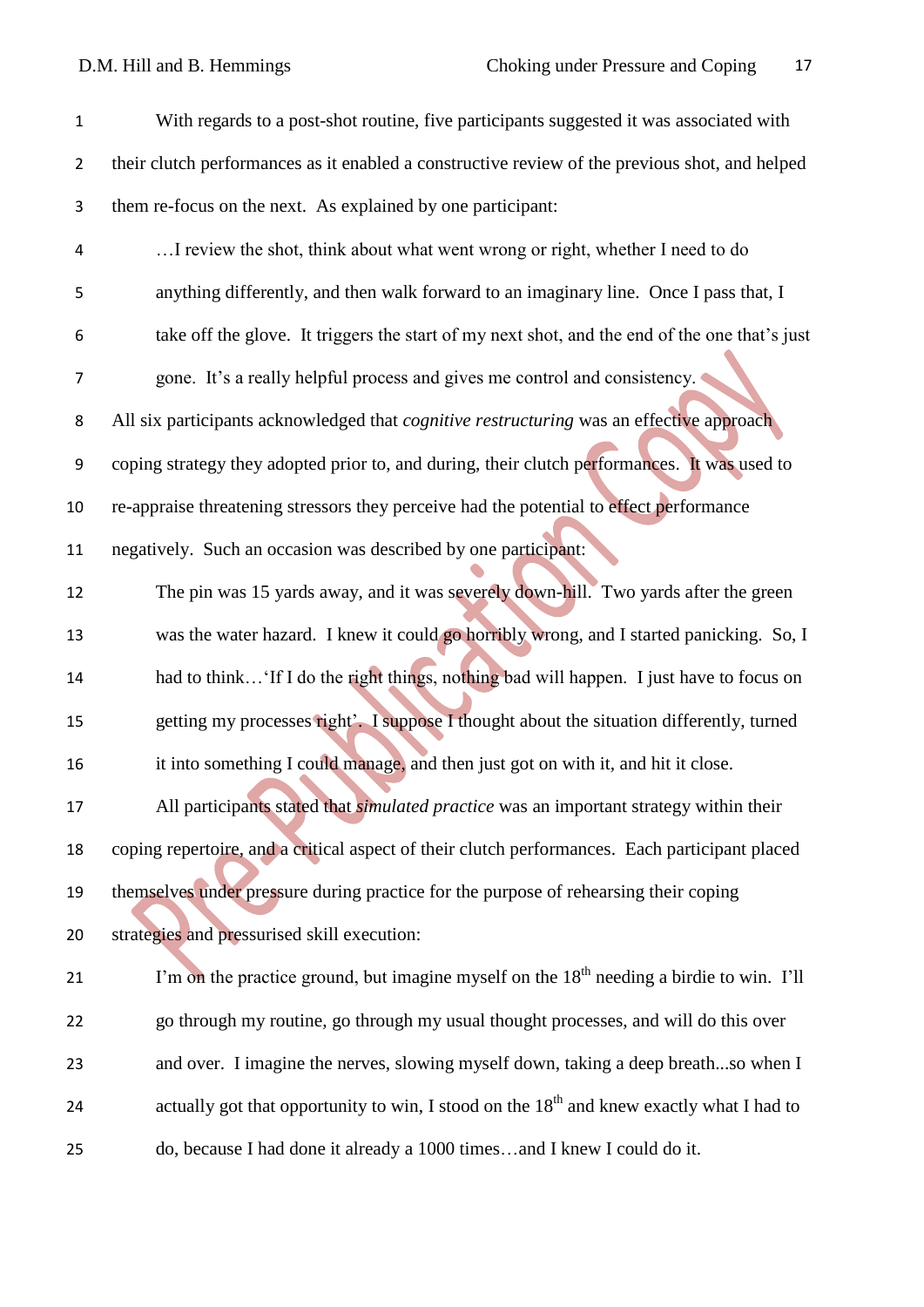With regards to a post-shot routine, five participants suggested it was associated with their clutch performances as it enabled a constructive review of the previous shot, and helped them re-focus on the next. As explained by one participant:

> …I review the shot, think about what went wrong or right, whether I need to do anything differently, and then walk forward to an imaginary line. Once I pass that, I take off the glove. It triggers the start of my next shot, and the end of the one that's just gone. It's a really helpful process and gives me control and consistency.

All six participants acknowledged that *cognitive restructuring* was an effective approach coping strategy they adopted prior to, and during, their clutch performances. It was used to re-appraise threatening stressors they perceive had the potential to effect performance negatively. Such an occasion was described by one participant:

> The pin was 15 yards away, and it was severely down-hill. Two yards after the green was the water hazard. I knew it could go horribly wrong, and I started panicking. So, I had to think…'If I do the right things, nothing bad will happen. I just have to focus on getting my processes right'. I suppose I thought about the situation differently, turned it into something I could manage, and then just got on with it, and hit it close.

All participants stated that *simulated practice* was an important strategy within their coping repertoire, and a critical aspect of their clutch performances. Each participant placed themselves under pressure during practice for the purpose of rehearsing their coping strategies and pressurised skill execution:

> I'm on the practice ground, but imagine myself on the 18th needing a birdie to win. I'll go through my routine, go through my usual thought processes, and will do this over and over. I imagine the nerves, slowing myself down, taking a deep breath...so when I actually got that opportunity to win, I stood on the 18th and knew exactly what I had to do, because I had done it already a 1000 times…and I knew I could do it.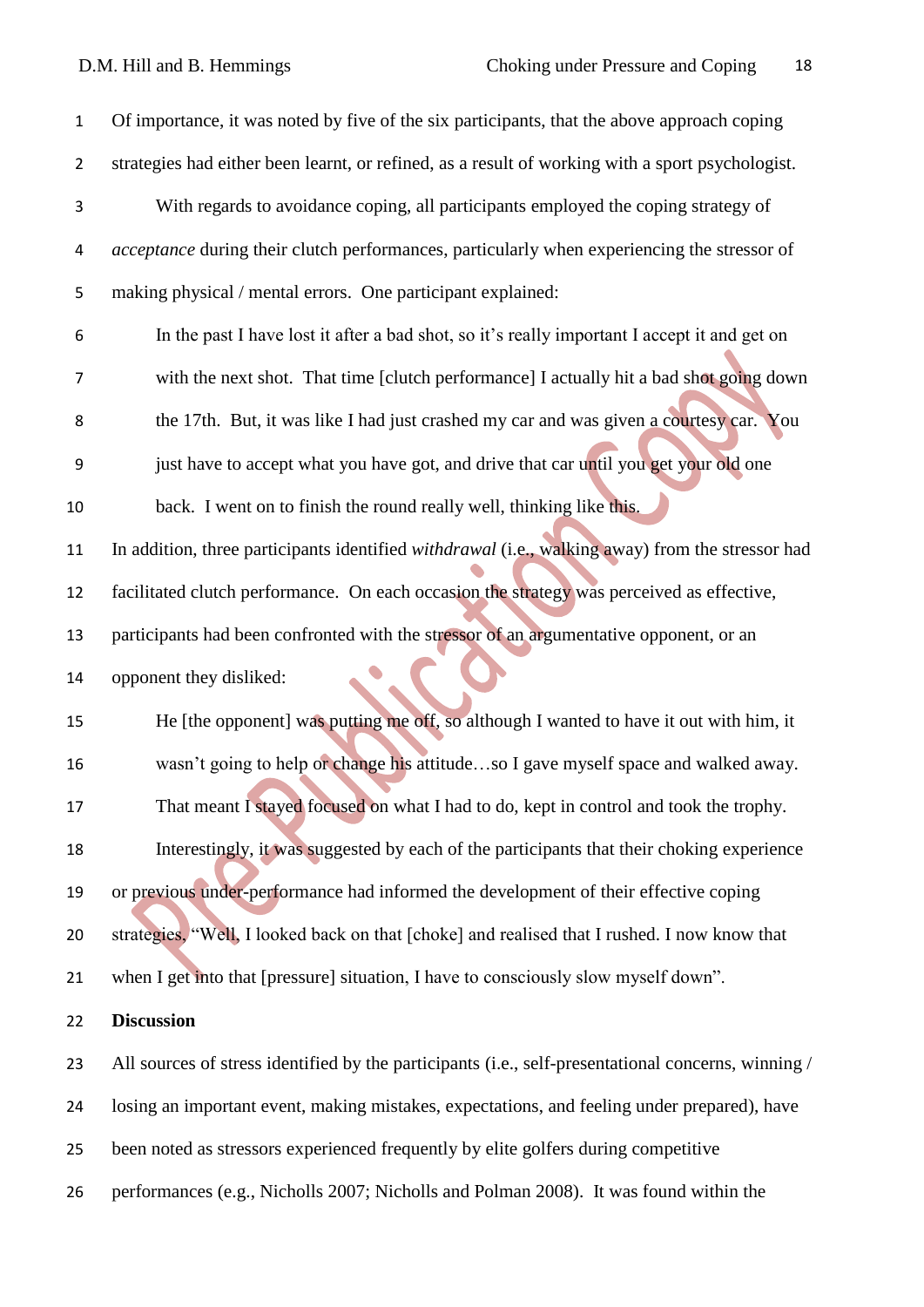Of importance, it was noted by five of the six participants, that the above approach coping strategies had either been learnt, or refined, as a result of working with a sport psychologist.

With regards to avoidance coping, all participants employed the coping strategy of *acceptance* during their clutch performances, particularly when experiencing the stressor of making physical / mental errors. One participant explained:

> In the past I have lost it after a bad shot, so it's really important I accept it and get on with the next shot. That time [clutch performance] I actually hit a bad shot going down the 17th. But, it was like I had just crashed my car and was given a courtesy car. You just have to accept what you have got, and drive that car until you get your old one back. I went on to finish the round really well, thinking like this.

In addition, three participants identified *withdrawal* (i.e., walking away) from the stressor had facilitated clutch performance. On each occasion the strategy was perceived as effective, participants had been confronted with the stressor of an argumentative opponent, or an opponent they disliked:

> He [the opponent] was putting me off, so although I wanted to have it out with him, it wasn't going to help or change his attitude…so I gave myself space and walked away. That meant I stayed focused on what I had to do, kept in control and took the trophy.

Interestingly, it was suggested by each of the participants that their choking experience or previous under-performance had informed the development of their effective coping strategies, "Well, I looked back on that [choke] and realised that I rushed. I now know that when I get into that [pressure] situation, I have to consciously slow myself down".

**Discussion**

All sources of stress identified by the participants (i.e., self-presentational concerns, winning / losing an important event, making mistakes, expectations, and feeling under prepared), have been noted as stressors experienced frequently by elite golfers during competitive performances (e.g., Nicholls 2007; Nicholls and Polman 2008). It was found within the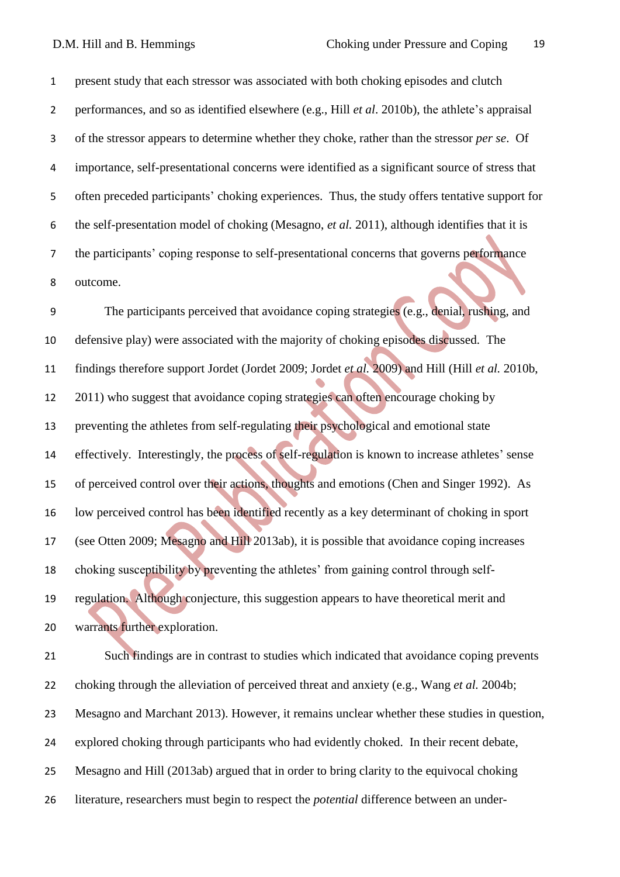present study that each stressor was associated with both choking episodes and clutch performances, and so as identified elsewhere (e.g., Hill *et al*. 2010b), the athlete's appraisal of the stressor appears to determine whether they choke, rather than the stressor *per se*. Of importance, self-presentational concerns were identified as a significant source of stress that often preceded participants' choking experiences. Thus, the study offers tentative support for the self-presentation model of choking (Mesagno, *et al.* 2011), although identifies that it is the participants' coping response to self-presentational concerns that governs performance outcome.

The participants perceived that avoidance coping strategies (e.g., denial, rushing, and defensive play) were associated with the majority of choking episodes discussed. The findings therefore support Jordet (Jordet 2009; Jordet *et al.* 2009) and Hill (Hill *et al.* 2010b, 2011) who suggest that avoidance coping strategies can often encourage choking by preventing the athletes from self-regulating their psychological and emotional state effectively. Interestingly, the process of self-regulation is known to increase athletes' sense of perceived control over their actions, thoughts and emotions (Chen and Singer 1992). As low perceived control has been identified recently as a key determinant of choking in sport (see Otten 2009; Mesagno and Hill 2013ab), it is possible that avoidance coping increases choking susceptibility by preventing the athletes' from gaining control through self-regulation. Although conjecture, this suggestion appears to have theoretical merit and warrants further exploration.

Such findings are in contrast to studies which indicated that avoidance coping prevents choking through the alleviation of perceived threat and anxiety (e.g., Wang *et al.* 2004b; Mesagno and Marchant 2013). However, it remains unclear whether these studies in question, explored choking through participants who had evidently choked. In their recent debate, Mesagno and Hill (2013ab) argued that in order to bring clarity to the equivocal choking literature, researchers must begin to respect the *potential* difference between an under-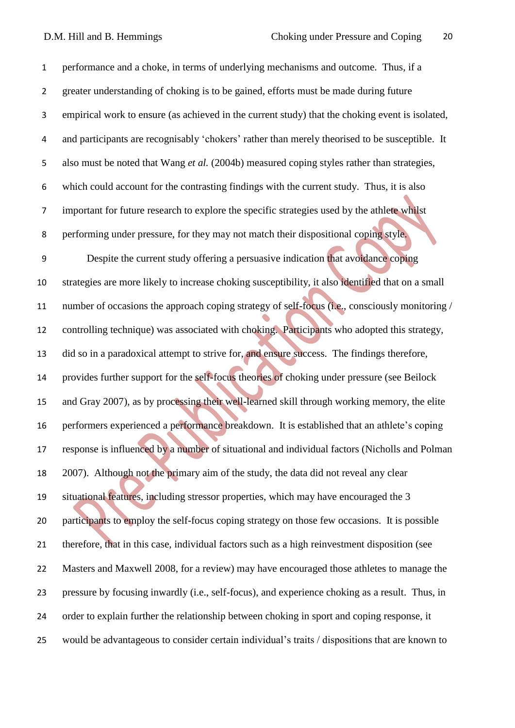performance and a choke, in terms of underlying mechanisms and outcome. Thus, if a greater understanding of choking is to be gained, efforts must be made during future empirical work to ensure (as achieved in the current study) that the choking event is isolated, and participants are recognisably 'chokers' rather than merely theorised to be susceptible. It also must be noted that Wang *et al.* (2004b) measured coping styles rather than strategies, which could account for the contrasting findings with the current study. Thus, it is also important for future research to explore the specific strategies used by the athlete whilst performing under pressure, for they may not match their dispositional coping style.

Despite the current study offering a persuasive indication that avoidance coping strategies are more likely to increase choking susceptibility, it also identified that on a small number of occasions the approach coping strategy of self-focus (i.e., consciously monitoring / controlling technique) was associated with choking. Participants who adopted this strategy, did so in a paradoxical attempt to strive for, and ensure success. The findings therefore, provides further support for the self-focus theories of choking under pressure (see Beilock and Gray 2007), as by processing their well-learned skill through working memory, the elite performers experienced a performance breakdown. It is established that an athlete's coping response is influenced by a number of situational and individual factors (Nicholls and Polman 2007). Although not the primary aim of the study, the data did not reveal any clear situational features, including stressor properties, which may have encouraged the 3 participants to employ the self-focus coping strategy on those few occasions. It is possible therefore, that in this case, individual factors such as a high reinvestment disposition (see Masters and Maxwell 2008, for a review) may have encouraged those athletes to manage the pressure by focusing inwardly (i.e., self-focus), and experience choking as a result. Thus, in order to explain further the relationship between choking in sport and coping response, it would be advantageous to consider certain individual's traits / dispositions that are known to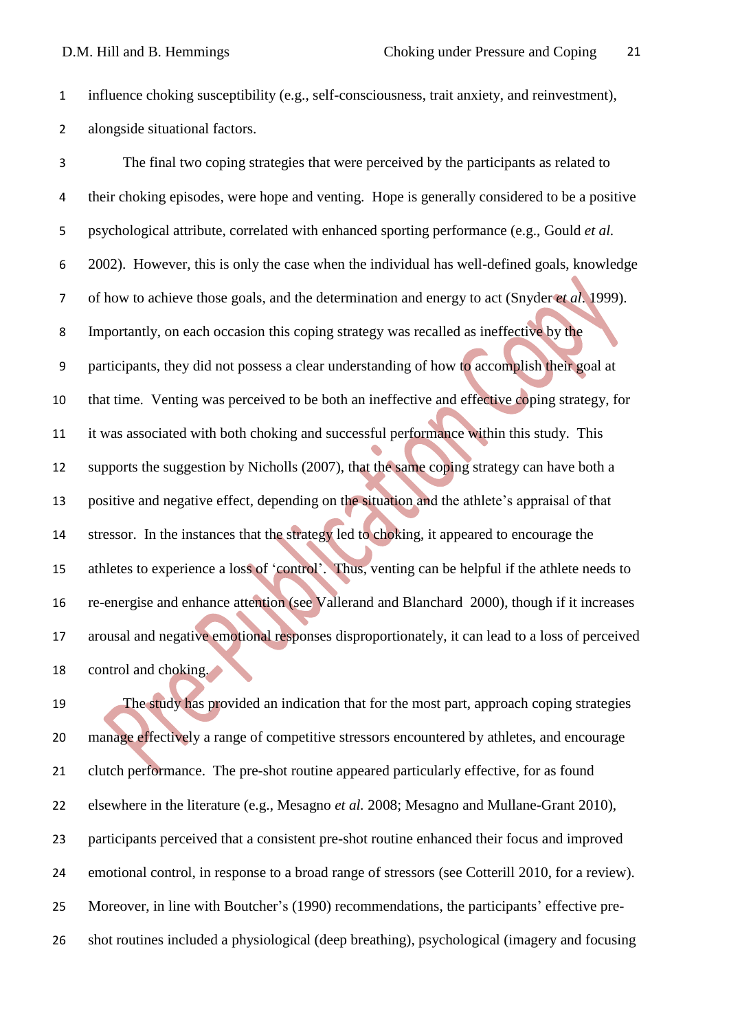influence choking susceptibility (e.g., self-consciousness, trait anxiety, and reinvestment), alongside situational factors.

The final two coping strategies that were perceived by the participants as related to their choking episodes, were hope and venting. Hope is generally considered to be a positive psychological attribute, correlated with enhanced sporting performance (e.g., Gould *et al.* 2002). However, this is only the case when the individual has well-defined goals, knowledge of how to achieve those goals, and the determination and energy to act (Snyder *et al.* 1999). Importantly, on each occasion this coping strategy was recalled as ineffective by the participants, they did not possess a clear understanding of how to accomplish their goal at that time. Venting was perceived to be both an ineffective and effective coping strategy, for it was associated with both choking and successful performance within this study. This supports the suggestion by Nicholls (2007), that the same coping strategy can have both a positive and negative effect, depending on the situation and the athlete's appraisal of that stressor. In the instances that the strategy led to choking, it appeared to encourage the athletes to experience a loss of 'control'. Thus, venting can be helpful if the athlete needs to re-energise and enhance attention (see Vallerand and Blanchard 2000), though if it increases arousal and negative emotional responses disproportionately, it can lead to a loss of perceived control and choking.

The study has provided an indication that for the most part, approach coping strategies manage effectively a range of competitive stressors encountered by athletes, and encourage clutch performance. The pre-shot routine appeared particularly effective, for as found elsewhere in the literature (e.g., Mesagno *et al.* 2008; Mesagno and Mullane-Grant 2010), participants perceived that a consistent pre-shot routine enhanced their focus and improved emotional control, in response to a broad range of stressors (see Cotterill 2010, for a review). Moreover, in line with Boutcher's (1990) recommendations, the participants' effective pre-shot routines included a physiological (deep breathing), psychological (imagery and focusing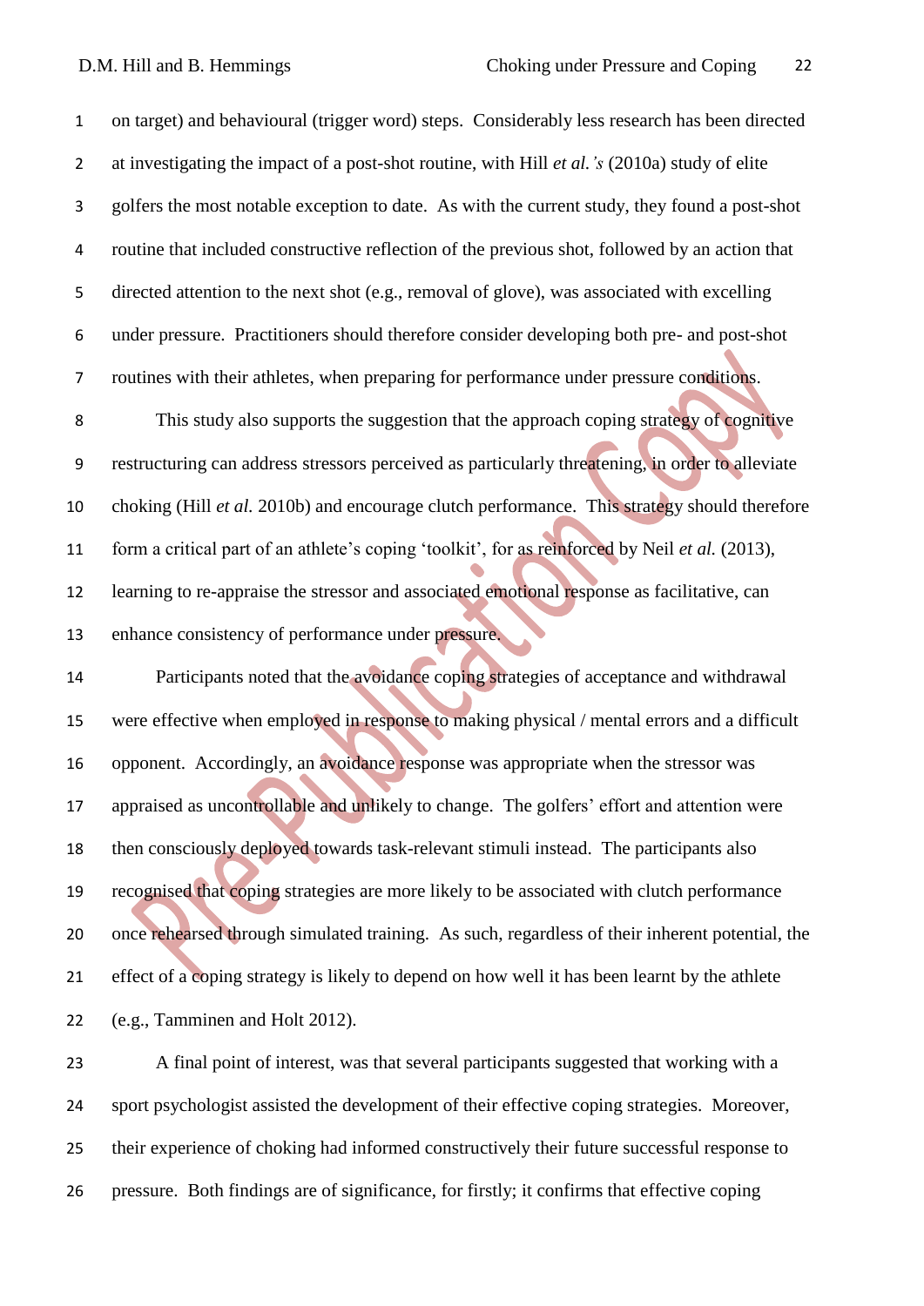on target) and behavioural (trigger word) steps. Considerably less research has been directed at investigating the impact of a post-shot routine, with Hill *et al.'s* (2010a) study of elite golfers the most notable exception to date. As with the current study, they found a post-shot routine that included constructive reflection of the previous shot, followed by an action that directed attention to the next shot (e.g., removal of glove), was associated with excelling under pressure. Practitioners should therefore consider developing both pre- and post-shot routines with their athletes, when preparing for performance under pressure conditions.

This study also supports the suggestion that the approach coping strategy of cognitive restructuring can address stressors perceived as particularly threatening, in order to alleviate choking (Hill *et al.* 2010b) and encourage clutch performance. This strategy should therefore form a critical part of an athlete's coping 'toolkit', for as reinforced by Neil *et al.* (2013), learning to re-appraise the stressor and associated emotional response as facilitative, can enhance consistency of performance under pressure.

Participants noted that the avoidance coping strategies of acceptance and withdrawal were effective when employed in response to making physical / mental errors and a difficult opponent. Accordingly, an avoidance response was appropriate when the stressor was appraised as uncontrollable and unlikely to change. The golfers' effort and attention were then consciously deployed towards task-relevant stimuli instead. The participants also recognised that coping strategies are more likely to be associated with clutch performance once rehearsed through simulated training. As such, regardless of their inherent potential, the effect of a coping strategy is likely to depend on how well it has been learnt by the athlete (e.g., Tamminen and Holt 2012).

A final point of interest, was that several participants suggested that working with a sport psychologist assisted the development of their effective coping strategies. Moreover, their experience of choking had informed constructively their future successful response to pressure. Both findings are of significance, for firstly; it confirms that effective coping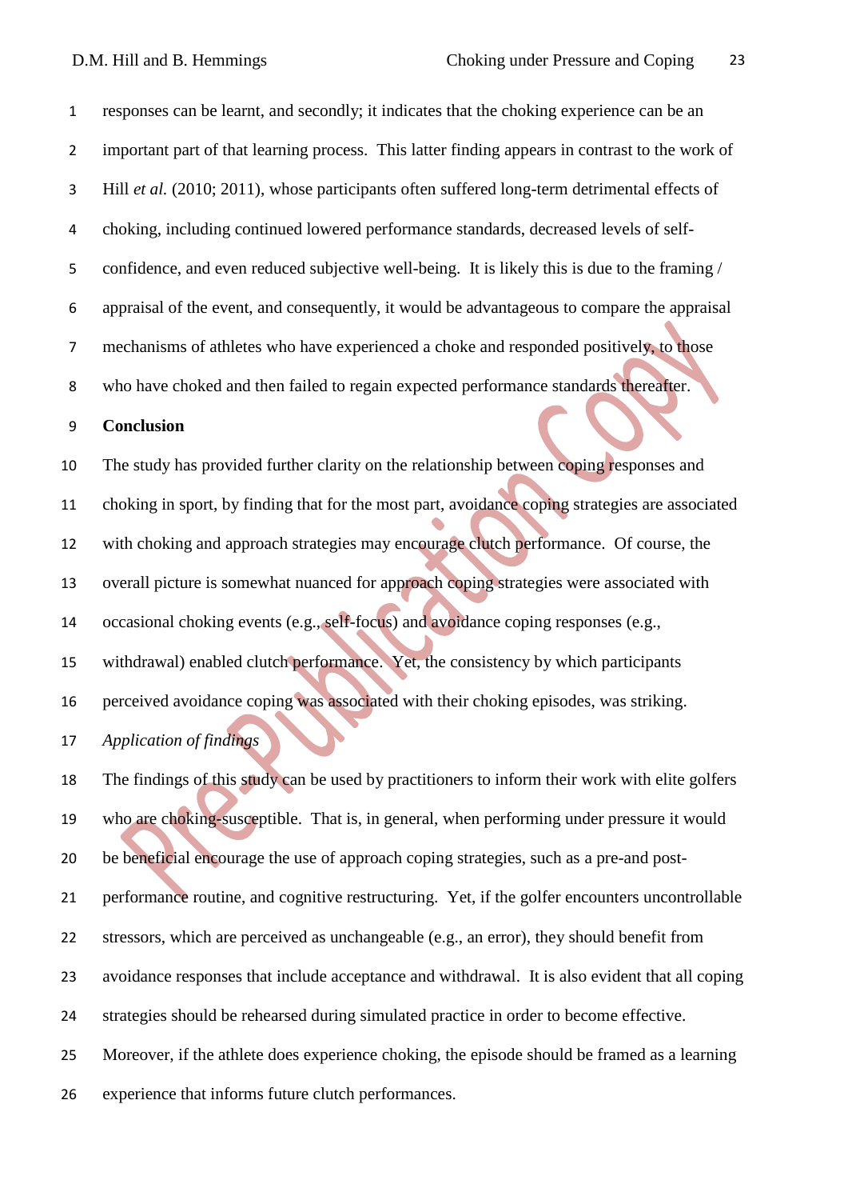responses can be learnt, and secondly; it indicates that the choking experience can be an important part of that learning process. This latter finding appears in contrast to the work of Hill *et al.* (2010; 2011), whose participants often suffered long-term detrimental effects of choking, including continued lowered performance standards, decreased levels of self-confidence, and even reduced subjective well-being. It is likely this is due to the framing / appraisal of the event, and consequently, it would be advantageous to compare the appraisal mechanisms of athletes who have experienced a choke and responded positively, to those who have choked and then failed to regain expected performance standards thereafter.

## Conclusion

The study has provided further clarity on the relationship between coping responses and choking in sport, by finding that for the most part, avoidance coping strategies are associated with choking and approach strategies may encourage clutch performance. Of course, the overall picture is somewhat nuanced for approach coping strategies were associated with occasional choking events (e.g., self-focus) and avoidance coping responses (e.g., withdrawal) enabled clutch performance. Yet, the consistency by which participants perceived avoidance coping was associated with their choking episodes, was striking.

### *Application of findings*

The findings of this study can be used by practitioners to inform their work with elite golfers who are choking-susceptible. That is, in general, when performing under pressure it would be beneficial encourage the use of approach coping strategies, such as a pre-and post-performance routine, and cognitive restructuring. Yet, if the golfer encounters uncontrollable stressors, which are perceived as unchangeable (e.g., an error), they should benefit from avoidance responses that include acceptance and withdrawal. It is also evident that all coping strategies should be rehearsed during simulated practice in order to become effective. Moreover, if the athlete does experience choking, the episode should be framed as a learning experience that informs future clutch performances.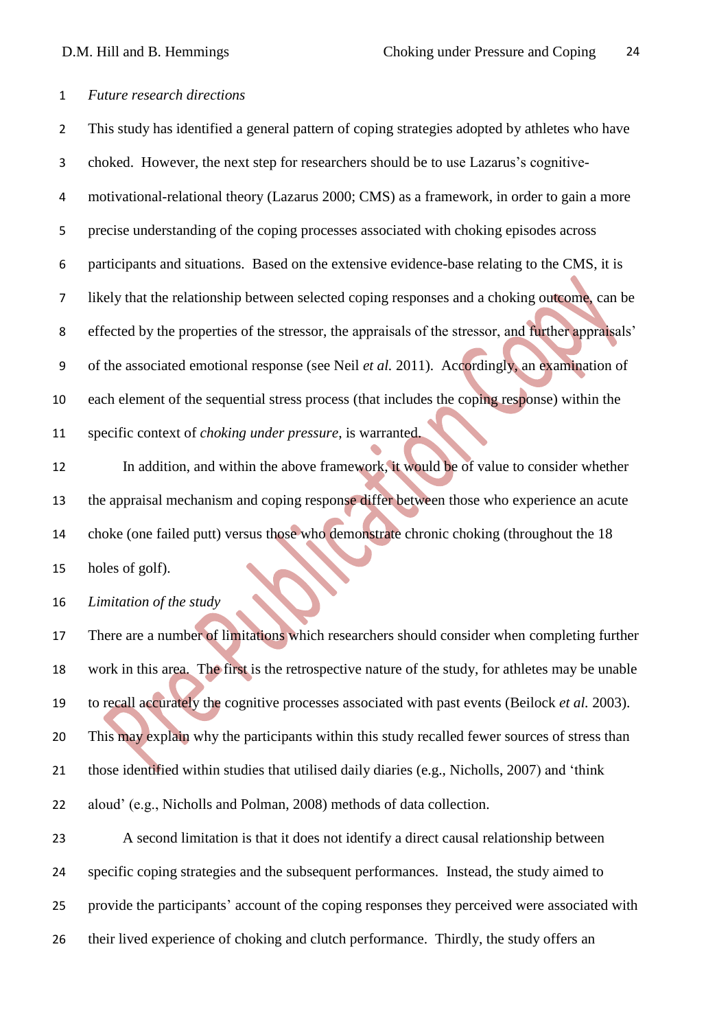*Future research directions*

This study has identified a general pattern of coping strategies adopted by athletes who have choked. However, the next step for researchers should be to use Lazarus's cognitive-motivational-relational theory (Lazarus 2000; CMS) as a framework, in order to gain a more precise understanding of the coping processes associated with choking episodes across participants and situations. Based on the extensive evidence-base relating to the CMS, it is likely that the relationship between selected coping responses and a choking outcome, can be effected by the properties of the stressor, the appraisals of the stressor, and further appraisals' of the associated emotional response (see Neil *et al.* 2011). Accordingly, an examination of each element of the sequential stress process (that includes the coping response) within the specific context of *choking under pressure*, is warranted.

In addition, and within the above framework, it would be of value to consider whether the appraisal mechanism and coping response differ between those who experience an acute choke (one failed putt) versus those who demonstrate chronic choking (throughout the 18 holes of golf).

*Limitation of the study*

There are a number of limitations which researchers should consider when completing further work in this area. The first is the retrospective nature of the study, for athletes may be unable to recall accurately the cognitive processes associated with past events (Beilock *et al.* 2003). This may explain why the participants within this study recalled fewer sources of stress than those identified within studies that utilised daily diaries (e.g., Nicholls, 2007) and 'think aloud' (e.g., Nicholls and Polman, 2008) methods of data collection.

A second limitation is that it does not identify a direct causal relationship between specific coping strategies and the subsequent performances. Instead, the study aimed to provide the participants' account of the coping responses they perceived were associated with their lived experience of choking and clutch performance. Thirdly, the study offers an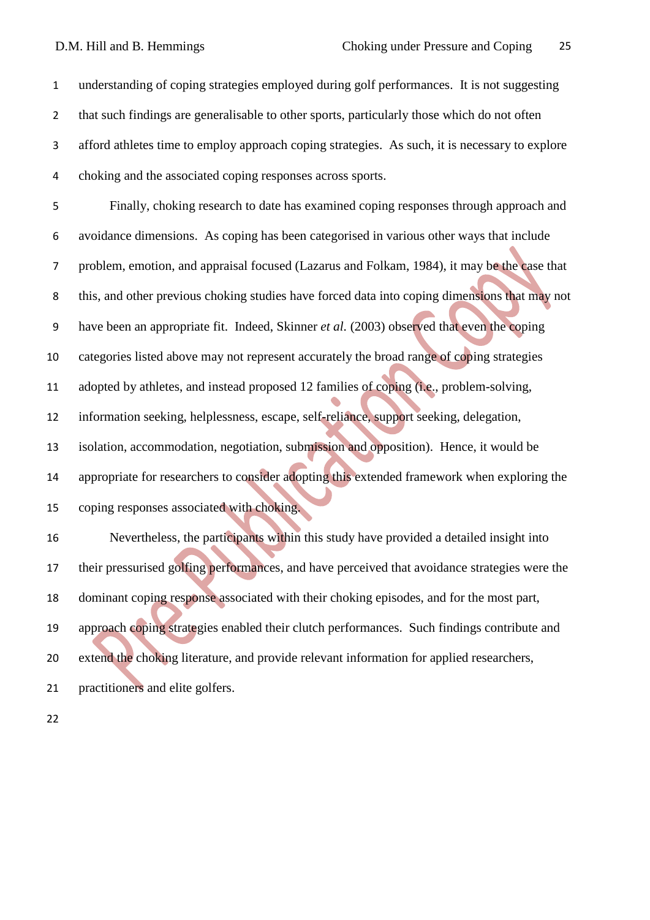understanding of coping strategies employed during golf performances. It is not suggesting that such findings are generalisable to other sports, particularly those which do not often afford athletes time to employ approach coping strategies. As such, it is necessary to explore choking and the associated coping responses across sports.

Finally, choking research to date has examined coping responses through approach and avoidance dimensions. As coping has been categorised in various other ways that include problem, emotion, and appraisal focused (Lazarus and Folkam, 1984), it may be the case that this, and other previous choking studies have forced data into coping dimensions that may not have been an appropriate fit. Indeed, Skinner *et al.* (2003) observed that even the coping categories listed above may not represent accurately the broad range of coping strategies adopted by athletes, and instead proposed 12 families of coping (i.e., problem-solving, information seeking, helplessness, escape, self-reliance, support seeking, delegation, isolation, accommodation, negotiation, submission and opposition). Hence, it would be appropriate for researchers to consider adopting this extended framework when exploring the coping responses associated with choking.

Nevertheless, the participants within this study have provided a detailed insight into their pressurised golfing performances, and have perceived that avoidance strategies were the dominant coping response associated with their choking episodes, and for the most part, approach coping strategies enabled their clutch performances. Such findings contribute and extend the choking literature, and provide relevant information for applied researchers, practitioners and elite golfers.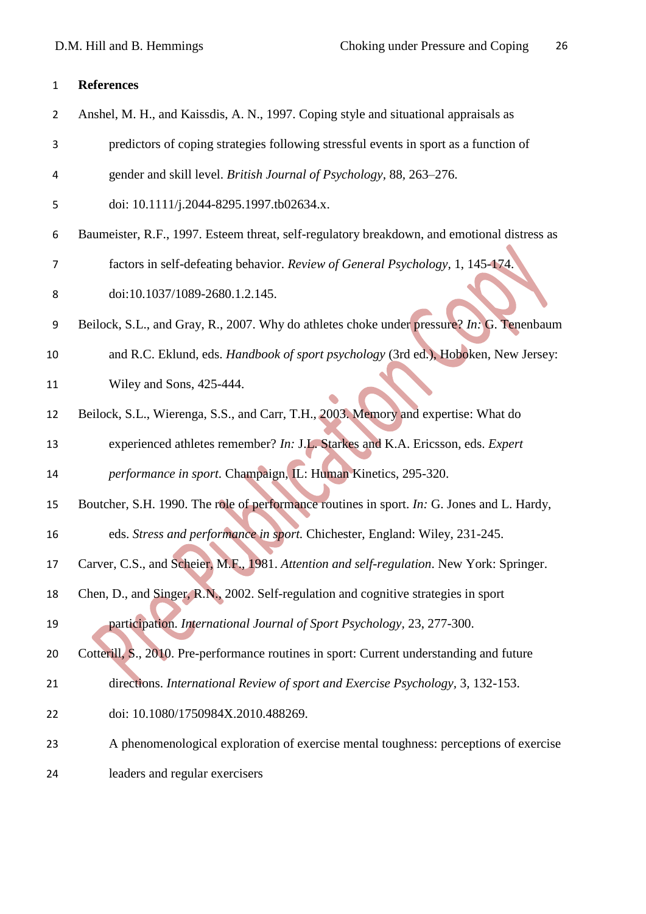**References**

Anshel, M. H., and Kaissdis, A. N., 1997. Coping style and situational appraisals as predictors of coping strategies following stressful events in sport as a function of gender and skill level. *British Journal of Psychology*, 88, 263–276. doi: 10.1111/j.2044-8295.1997.tb02634.x.

Baumeister, R.F., 1997. Esteem threat, self-regulatory breakdown, and emotional distress as factors in self-defeating behavior. *Review of General Psychology*, 1, 145-174. doi:10.1037/1089-2680.1.2.145.

Beilock, S.L., and Gray, R., 2007. Why do athletes choke under pressure? *In:* G. Tenenbaum and R.C. Eklund, eds. *Handbook of sport psychology* (3rd ed.), Hoboken, New Jersey: Wiley and Sons, 425-444.

Beilock, S.L., Wierenga, S.S., and Carr, T.H., 2003. Memory and expertise: What do experienced athletes remember? *In:* J.L. Starkes and K.A. Ericsson, eds. *Expert performance in sport*. Champaign, IL: Human Kinetics, 295-320.

Boutcher, S.H. 1990. The role of performance routines in sport. *In:* G. Jones and L. Hardy, eds. *Stress and performance in sport*. Chichester, England: Wiley, 231-245.

Carver, C.S., and Scheier, M.F., 1981. *Attention and self-regulation*. New York: Springer.

Chen, D., and Singer, R.N., 2002. Self-regulation and cognitive strategies in sport participation. *International Journal of Sport Psychology*, 23, 277-300.

Cotterill, S., 2010. Pre-performance routines in sport: Current understanding and future directions. *International Review of sport and Exercise Psychology*, 3, 132-153. doi: 10.1080/1750984X.2010.488269.

A phenomenological exploration of exercise mental toughness: perceptions of exercise leaders and regular exercisers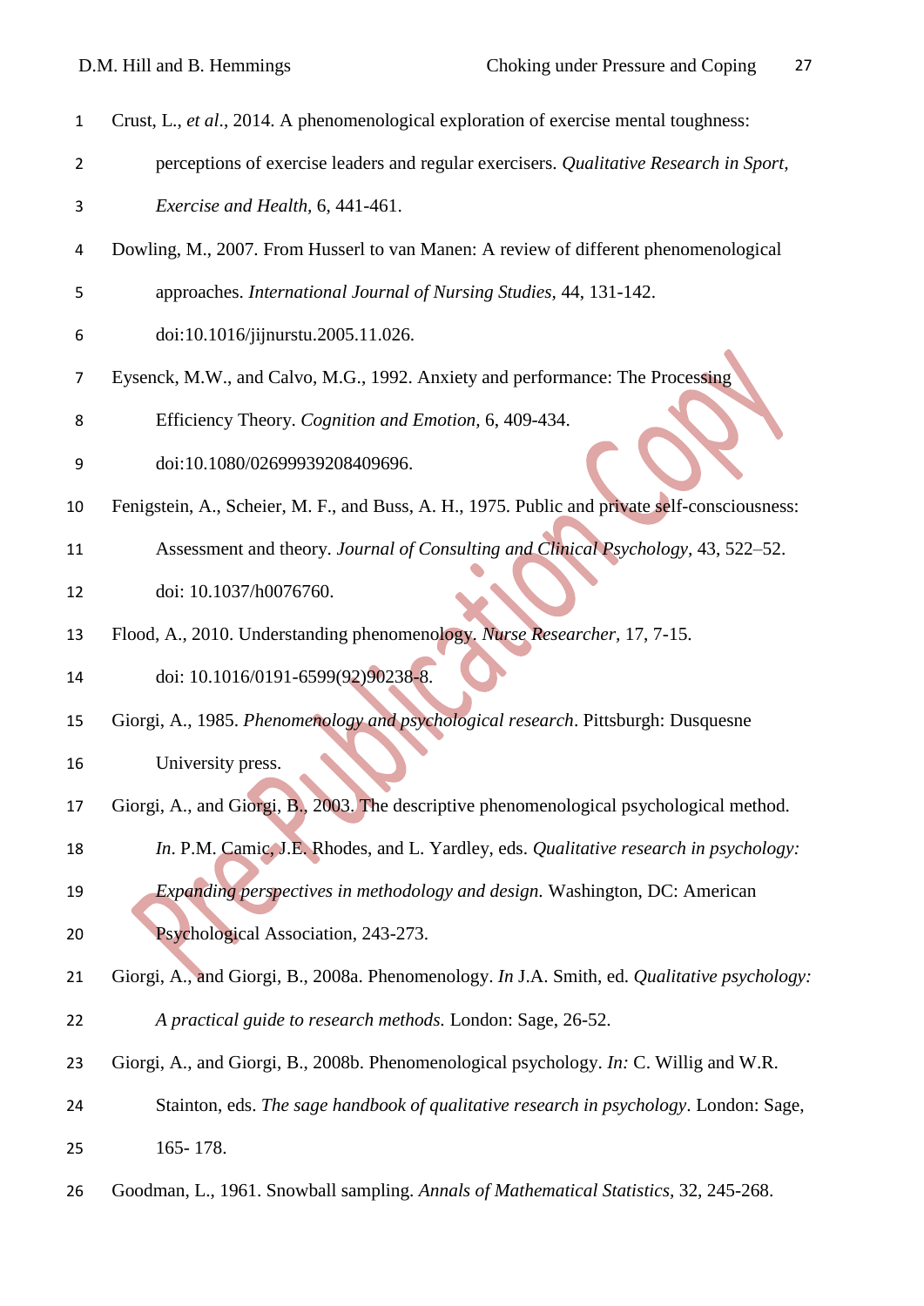Crust, L., *et al*., 2014. A phenomenological exploration of exercise mental toughness: perceptions of exercise leaders and regular exercisers. *Qualitative Research in Sport, Exercise and Health*, 6, 441-461.

Dowling, M., 2007. From Husserl to van Manen: A review of different phenomenological approaches. *International Journal of Nursing Studies*, 44, 131-142. doi:10.1016/jijnurstu.2005.11.026.

Eysenck, M.W., and Calvo, M.G., 1992. Anxiety and performance: The Processing Efficiency Theory. *Cognition and Emotion*, 6, 409-434. doi:10.1080/02699939208409696.

Fenigstein, A., Scheier, M. F., and Buss, A. H., 1975. Public and private self-consciousness: Assessment and theory. *Journal of Consulting and Clinical Psychology*, 43, 522–52. doi: 10.1037/h0076760.

Flood, A., 2010. Understanding phenomenology. *Nurse Researcher*, 17, 7-15. doi: 10.1016/0191-6599(92)90238-8.

Giorgi, A., 1985. *Phenomenology and psychological research*. Pittsburgh: Dusquesne University press.

Giorgi, A., and Giorgi, B., 2003. The descriptive phenomenological psychological method. *In*. P.M. Camic, J.E. Rhodes, and L. Yardley, eds. *Qualitative research in psychology: Expanding perspectives in methodology and design.* Washington, DC: American Psychological Association, 243-273.

Giorgi, A., and Giorgi, B., 2008a. Phenomenology. *In* J.A. Smith, ed. *Qualitative psychology: A practical guide to research methods.* London: Sage, 26-52.

Giorgi, A., and Giorgi, B., 2008b. Phenomenological psychology. *In:* C. Willig and W.R. Stainton, eds. *The sage handbook of qualitative research in psychology*. London: Sage, 165- 178.

Goodman, L., 1961. Snowball sampling. *Annals of Mathematical Statistics*, 32, 245-268.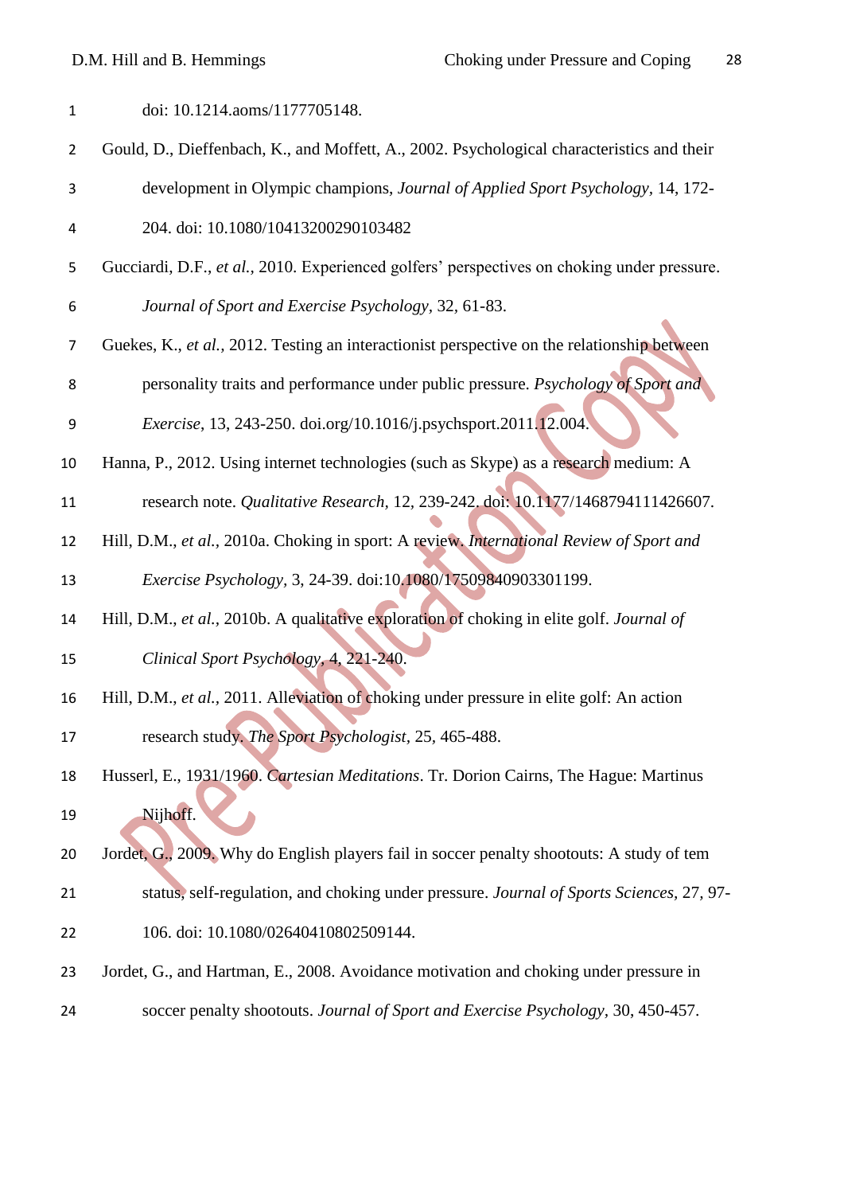doi: 10.1214.aoms/1177705148.

Gould, D., Dieffenbach, K., and Moffett, A., 2002. Psychological characteristics and their development in Olympic champions, *Journal of Applied Sport Psychology*, 14, 172-204. doi: 10.1080/10413200290103482

Gucciardi, D.F., *et al.*, 2010. Experienced golfers' perspectives on choking under pressure. *Journal of Sport and Exercise Psychology*, 32, 61-83.

Guekes, K., *et al.*, 2012. Testing an interactionist perspective on the relationship between personality traits and performance under public pressure. *Psychology of Sport and Exercise*, 13, 243-250. doi.org/10.1016/j.psychsport.2011.12.004.

Hanna, P., 2012. Using internet technologies (such as Skype) as a research medium: A research note. *Qualitative Research*, 12, 239-242. doi: 10.1177/1468794111426607.

Hill, D.M., *et al.*, 2010a. Choking in sport: A review. *International Review of Sport and Exercise Psychology*, 3, 24-39. doi:10.1080/17509840903301199.

Hill, D.M., *et al.*, 2010b. A qualitative exploration of choking in elite golf. *Journal of Clinical Sport Psychology*, 4, 221-240.

Hill, D.M., *et al.*, 2011. Alleviation of choking under pressure in elite golf: An action research study. *The Sport Psychologist*, 25, 465-488.

Husserl, E., 1931/1960. *Cartesian Meditations*. Tr. Dorion Cairns, The Hague: Martinus Nijhoff.

Jordet, G., 2009. Why do English players fail in soccer penalty shootouts: A study of tem status, self-regulation, and choking under pressure. *Journal of Sports Sciences*, 27, 97-106. doi: 10.1080/02640410802509144.

Jordet, G., and Hartman, E., 2008. Avoidance motivation and choking under pressure in soccer penalty shootouts. *Journal of Sport and Exercise Psychology*, 30, 450-457.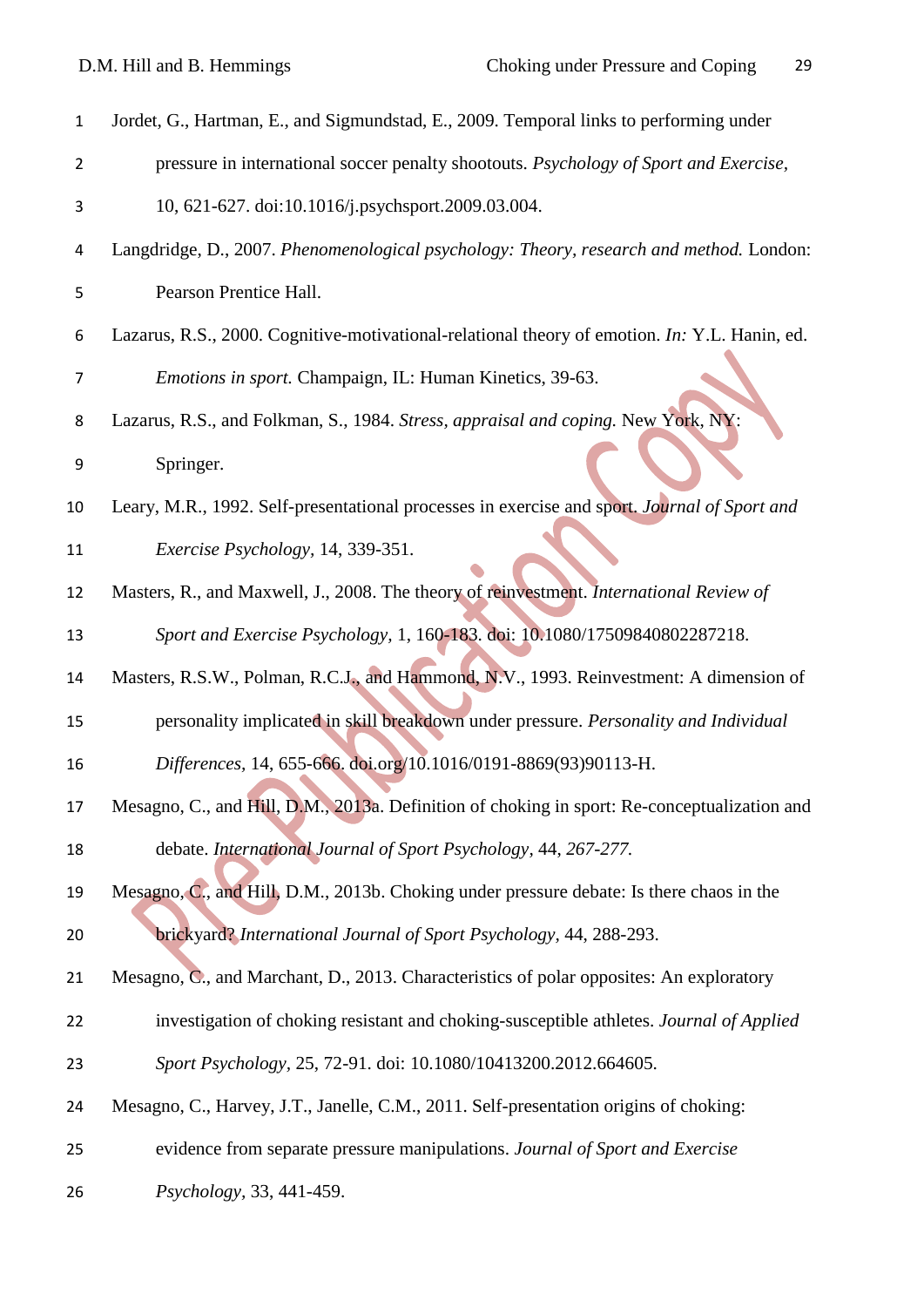Jordet, G., Hartman, E., and Sigmundstad, E., 2009. Temporal links to performing under pressure in international soccer penalty shootouts. *Psychology of Sport and Exercise*, 10, 621-627. doi:10.1016/j.psychsport.2009.03.004.

Langdridge, D., 2007. *Phenomenological psychology: Theory, research and method.* London: Pearson Prentice Hall.

Lazarus, R.S., 2000. Cognitive-motivational-relational theory of emotion. *In:* Y.L. Hanin, ed. *Emotions in sport.* Champaign, IL: Human Kinetics, 39-63.

Lazarus, R.S., and Folkman, S., 1984. *Stress, appraisal and coping.* New York, NY: Springer.

Leary, M.R., 1992. Self-presentational processes in exercise and sport. *Journal of Sport and Exercise Psychology*, 14, 339-351.

Masters, R., and Maxwell, J., 2008. The theory of reinvestment. *International Review of Sport and Exercise Psychology*, 1, 160-183. doi: 10.1080/17509840802287218.

Masters, R.S.W., Polman, R.C.J., and Hammond, N.V., 1993. Reinvestment: A dimension of personality implicated in skill breakdown under pressure. *Personality and Individual Differences*, 14, 655-666. doi.org/10.1016/0191-8869(93)90113-H.

Mesagno, C., and Hill, D.M., 2013a. Definition of choking in sport: Re-conceptualization and debate. *International Journal of Sport Psychology*, 44, *267-277.*

Mesagno, C., and Hill, D.M., 2013b. Choking under pressure debate: Is there chaos in the brickyard? *International Journal of Sport Psychology*, 44, 288-293.

Mesagno, C., and Marchant, D., 2013. Characteristics of polar opposites: An exploratory investigation of choking resistant and choking-susceptible athletes. *Journal of Applied Sport Psychology*, 25, 72-91. doi: 10.1080/10413200.2012.664605.

Mesagno, C., Harvey, J.T., Janelle, C.M., 2011. Self-presentation origins of choking: evidence from separate pressure manipulations. *Journal of Sport and Exercise Psychology*, 33, 441-459.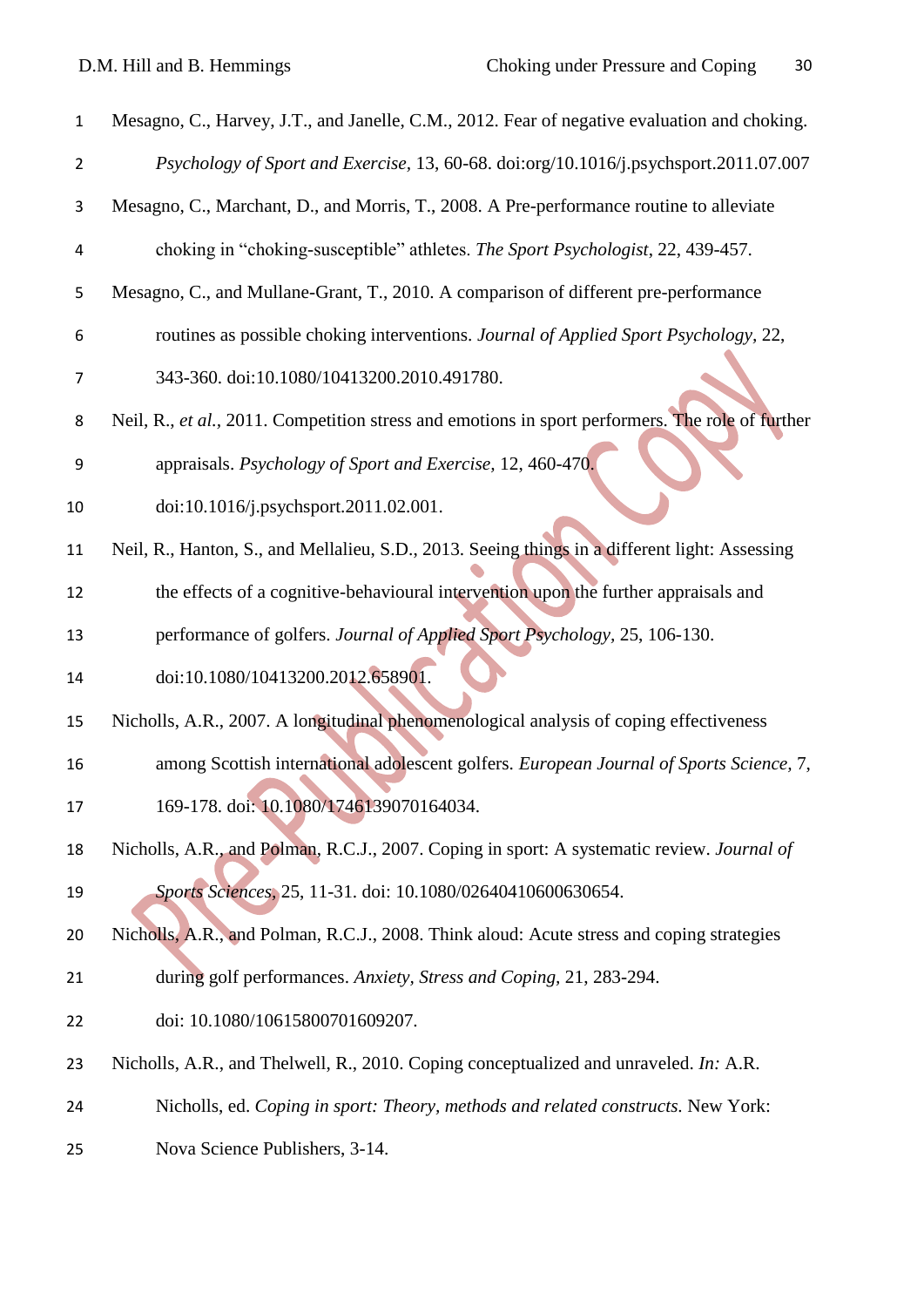Mesagno, C., Harvey, J.T., and Janelle, C.M., 2012. Fear of negative evaluation and choking. *Psychology of Sport and Exercise*, 13, 60-68. doi:org/10.1016/j.psychsport.2011.07.007

Mesagno, C., Marchant, D., and Morris, T., 2008. A Pre-performance routine to alleviate choking in "choking-susceptible" athletes. *The Sport Psychologist*, 22, 439-457.

Mesagno, C., and Mullane-Grant, T., 2010. A comparison of different pre-performance routines as possible choking interventions. *Journal of Applied Sport Psychology*, 22, 343-360. doi:10.1080/10413200.2010.491780.

Neil, R., *et al.*, 2011. Competition stress and emotions in sport performers. The role of further appraisals. *Psychology of Sport and Exercise*, 12, 460-470. doi:10.1016/j.psychsport.2011.02.001.

Neil, R., Hanton, S., and Mellalieu, S.D., 2013. Seeing things in a different light: Assessing the effects of a cognitive-behavioural intervention upon the further appraisals and performance of golfers. *Journal of Applied Sport Psychology*, 25, 106-130. doi:10.1080/10413200.2012.658901.

Nicholls, A.R., 2007. A longitudinal phenomenological analysis of coping effectiveness among Scottish international adolescent golfers. *European Journal of Sports Science*, 7, 169-178. doi: 10.1080/17461390701643034.

Nicholls, A.R., and Polman, R.C.J., 2007. Coping in sport: A systematic review. *Journal of Sports Sciences*, 25, 11-31. doi: 10.1080/02640410600630654.

Nicholls, A.R., and Polman, R.C.J., 2008. Think aloud: Acute stress and coping strategies during golf performances. *Anxiety, Stress and Coping*, 21, 283-294. doi: 10.1080/10615800701609207.

Nicholls, A.R., and Thelwell, R., 2010. Coping conceptualized and unraveled. *In:* A.R. Nicholls, ed. *Coping in sport: Theory, methods and related constructs.* New York: Nova Science Publishers, 3-14.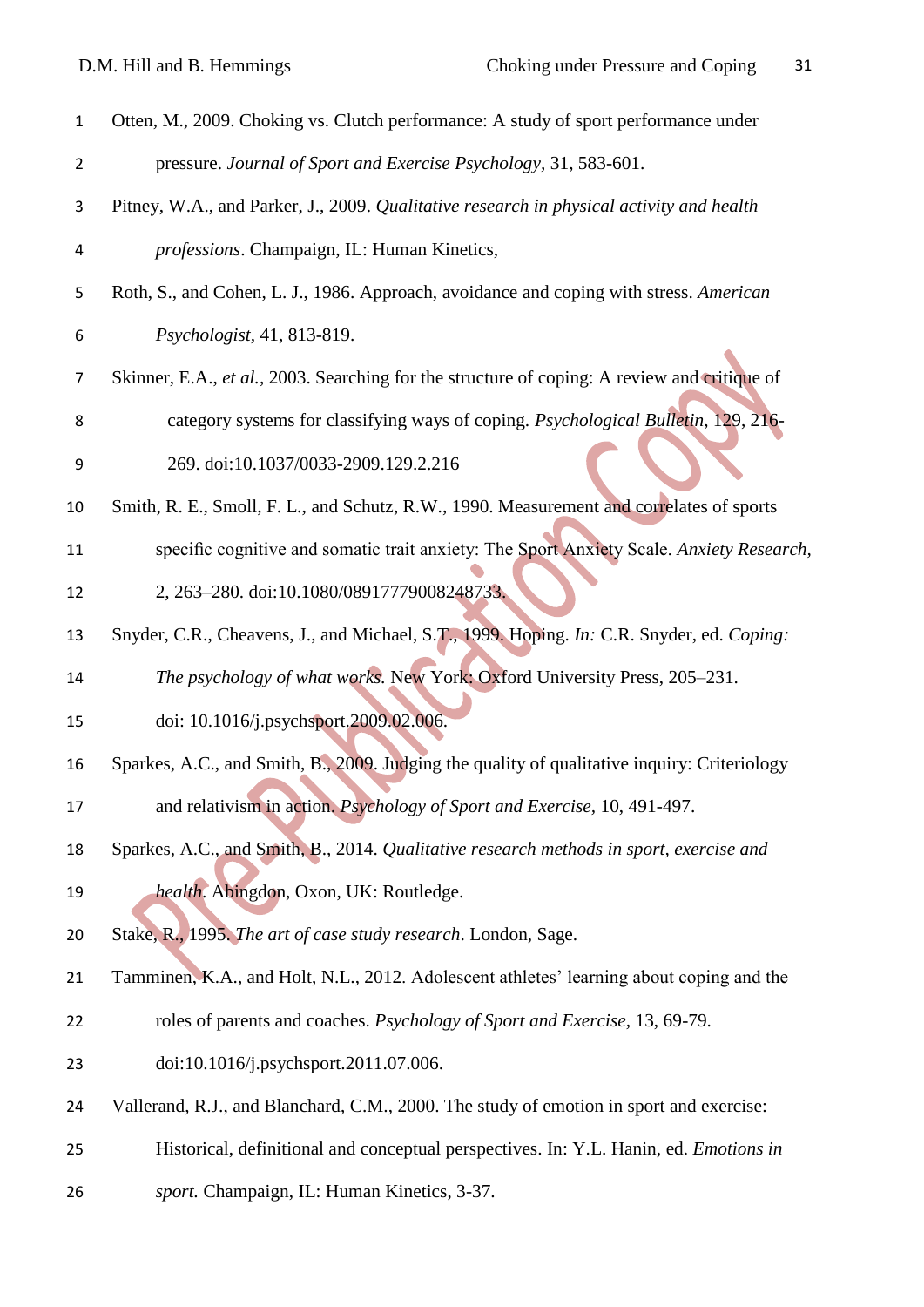Otten, M., 2009. Choking vs. Clutch performance: A study of sport performance under pressure. *Journal of Sport and Exercise Psychology*, 31, 583-601.

Pitney, W.A., and Parker, J., 2009. *Qualitative research in physical activity and health professions*. Champaign, IL: Human Kinetics,

Roth, S., and Cohen, L. J., 1986. Approach, avoidance and coping with stress. *American Psychologist*, 41, 813-819.

Skinner, E.A., *et al.*, 2003. Searching for the structure of coping: A review and critique of category systems for classifying ways of coping. *Psychological Bulletin*, 129, 216-269. doi:10.1037/0033-2909.129.2.216

Smith, R. E., Smoll, F. L., and Schutz, R.W., 1990. Measurement and correlates of sports specific cognitive and somatic trait anxiety: The Sport Anxiety Scale. *Anxiety Research*, 2, 263–280. doi:10.1080/08917779008248733.

Snyder, C.R., Cheavens, J., and Michael, S.T., 1999. Hoping. *In:* C.R. Snyder, ed. *Coping: The psychology of what works.* New York: Oxford University Press, 205–231. doi: 10.1016/j.psychsport.2009.02.006.

Sparkes, A.C., and Smith, B., 2009. Judging the quality of qualitative inquiry: Criteriology and relativism in action. *Psychology of Sport and Exercise*, 10, 491-497.

Sparkes, A.C., and Smith, B., 2014. *Qualitative research methods in sport, exercise and health*. Abingdon, Oxon, UK: Routledge.

Stake, R., 1995. *The art of case study research*. London, Sage.

Tamminen, K.A., and Holt, N.L., 2012. Adolescent athletes' learning about coping and the roles of parents and coaches. *Psychology of Sport and Exercise*, 13, 69-79. doi:10.1016/j.psychsport.2011.07.006.

Vallerand, R.J., and Blanchard, C.M., 2000. The study of emotion in sport and exercise: Historical, definitional and conceptual perspectives. In: Y.L. Hanin, ed. *Emotions in sport.* Champaign, IL: Human Kinetics, 3-37.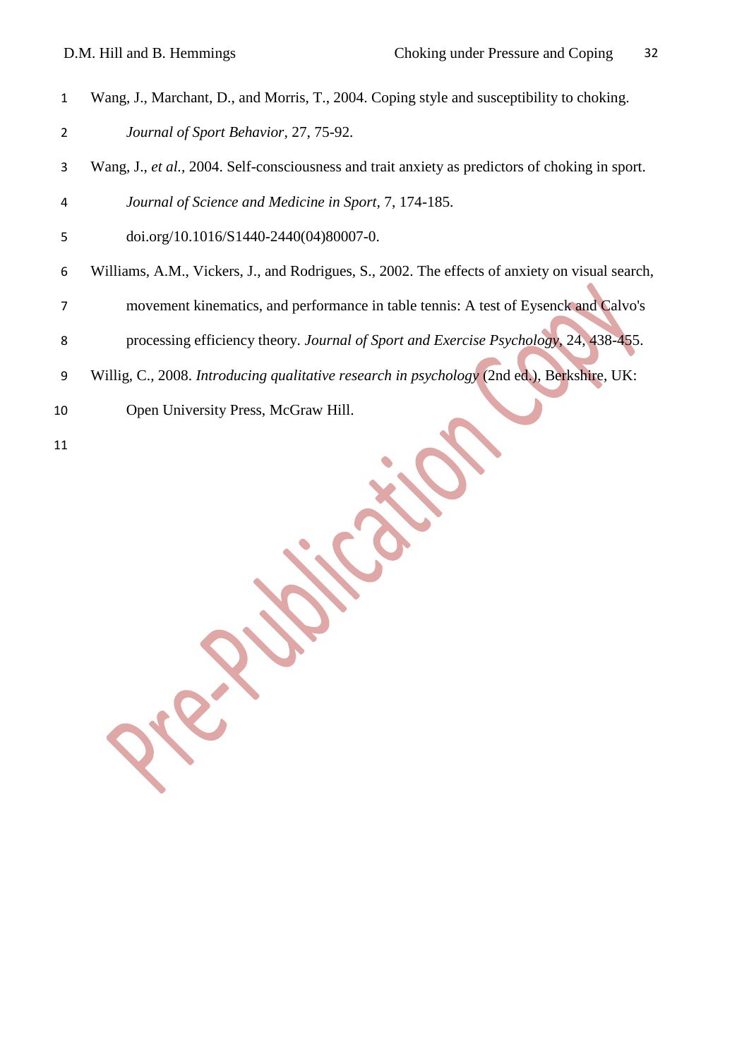Wang, J., Marchant, D., and Morris, T., 2004. Coping style and susceptibility to choking. *Journal of Sport Behavior*, 27, 75-92.

Wang, J., *et al.*, 2004. Self-consciousness and trait anxiety as predictors of choking in sport. *Journal of Science and Medicine in Sport*, 7, 174-185. doi.org/10.1016/S1440-2440(04)80007-0.

Williams, A.M., Vickers, J., and Rodrigues, S., 2002. The effects of anxiety on visual search, movement kinematics, and performance in table tennis: A test of Eysenck and Calvo's processing efficiency theory. *Journal of Sport and Exercise Psychology*, 24, 438-455.

Willig, C., 2008. *Introducing qualitative research in psychology* (2nd ed.), Berkshire, UK: Open University Press, McGraw Hill.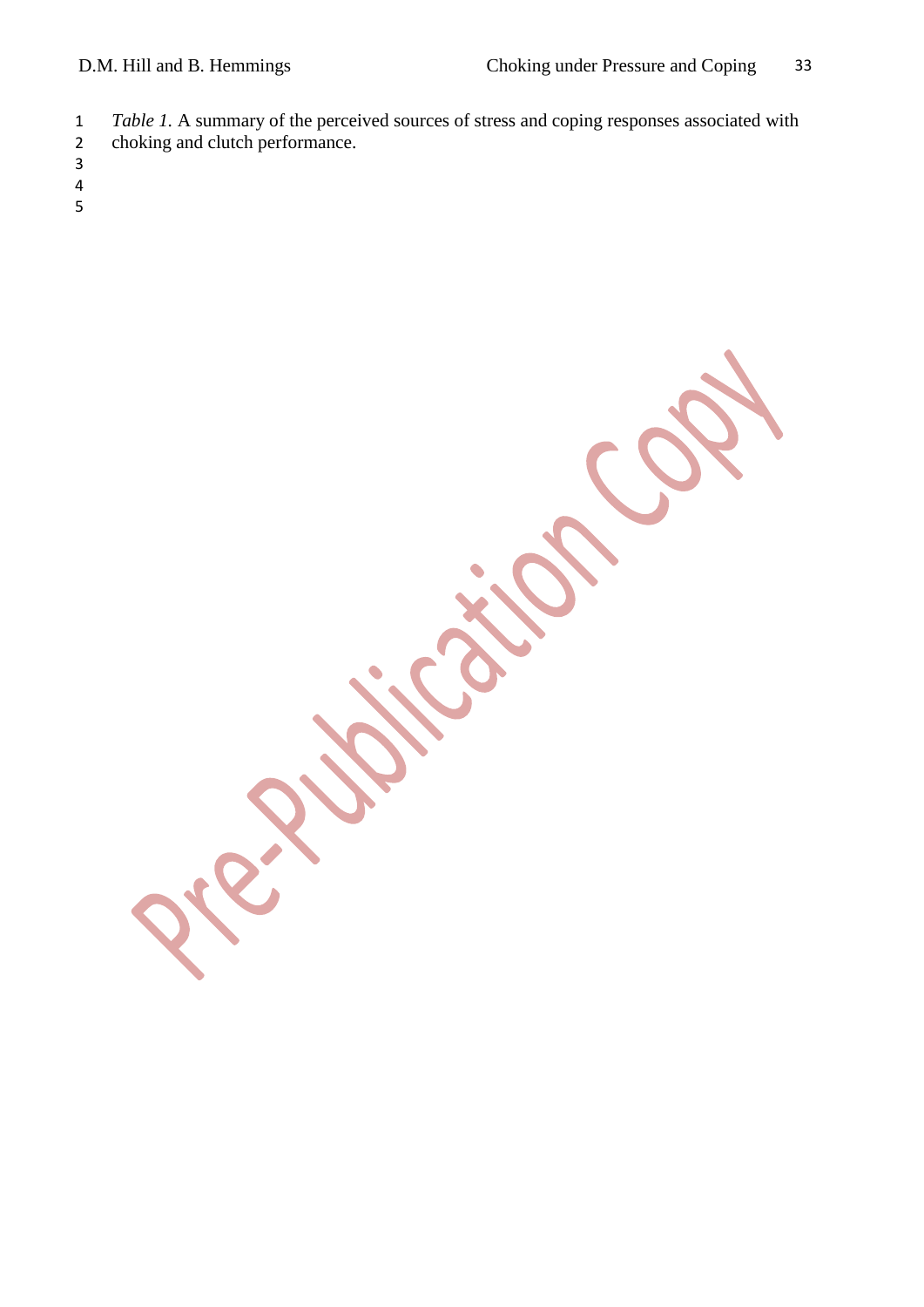*Table 1.* A summary of the perceived sources of stress and coping responses associated with choking and clutch performance.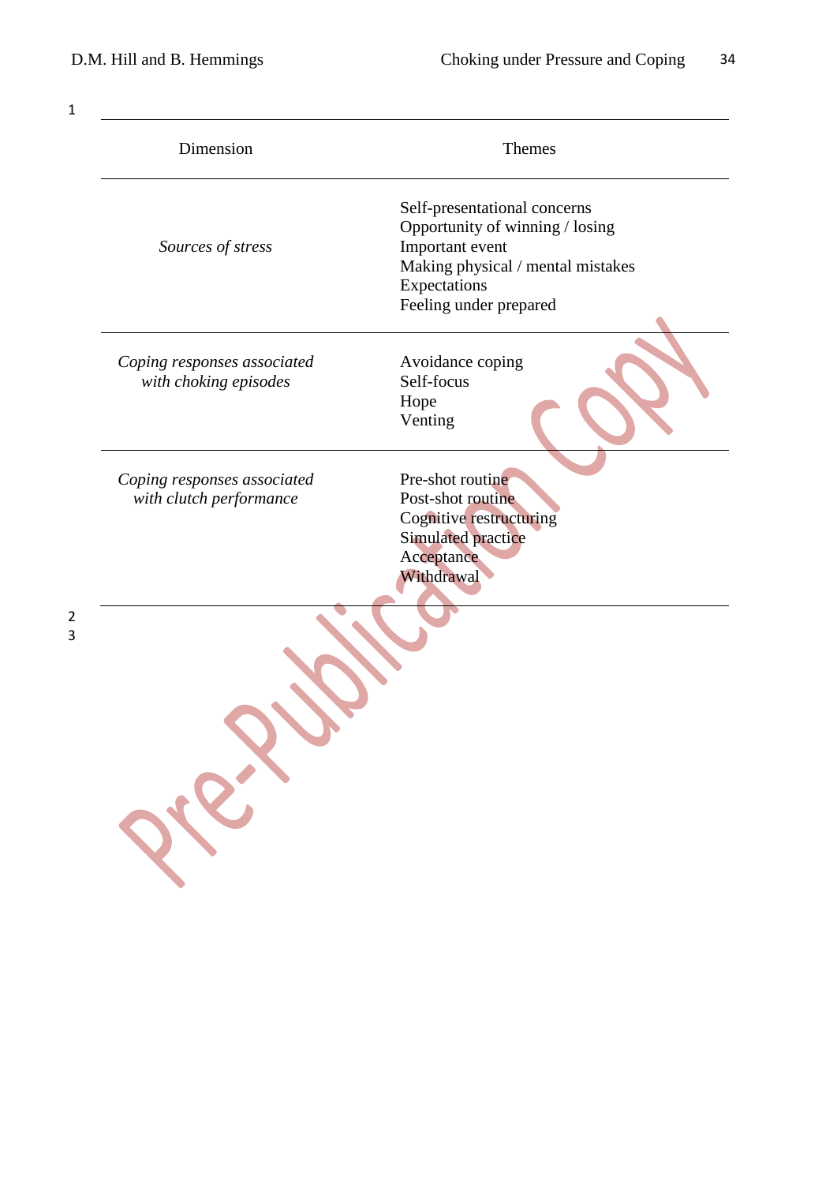| Dimension | Themes |
|---|---|
| *Sources of stress* | Self-presentational concerns<br>Opportunity of winning / losing<br>Important event<br>Making physical / mental mistakes<br>Expectations<br>Feeling under prepared |
| *Coping responses associated with choking episodes* | Avoidance coping<br>Self-focus<br>Hope<br>Venting |
| *Coping responses associated with clutch performance* | Pre-shot routine<br>Post-shot routine<br>Cognitive restructuring<br>Simulated practice<br>Acceptance<br>Withdrawal |